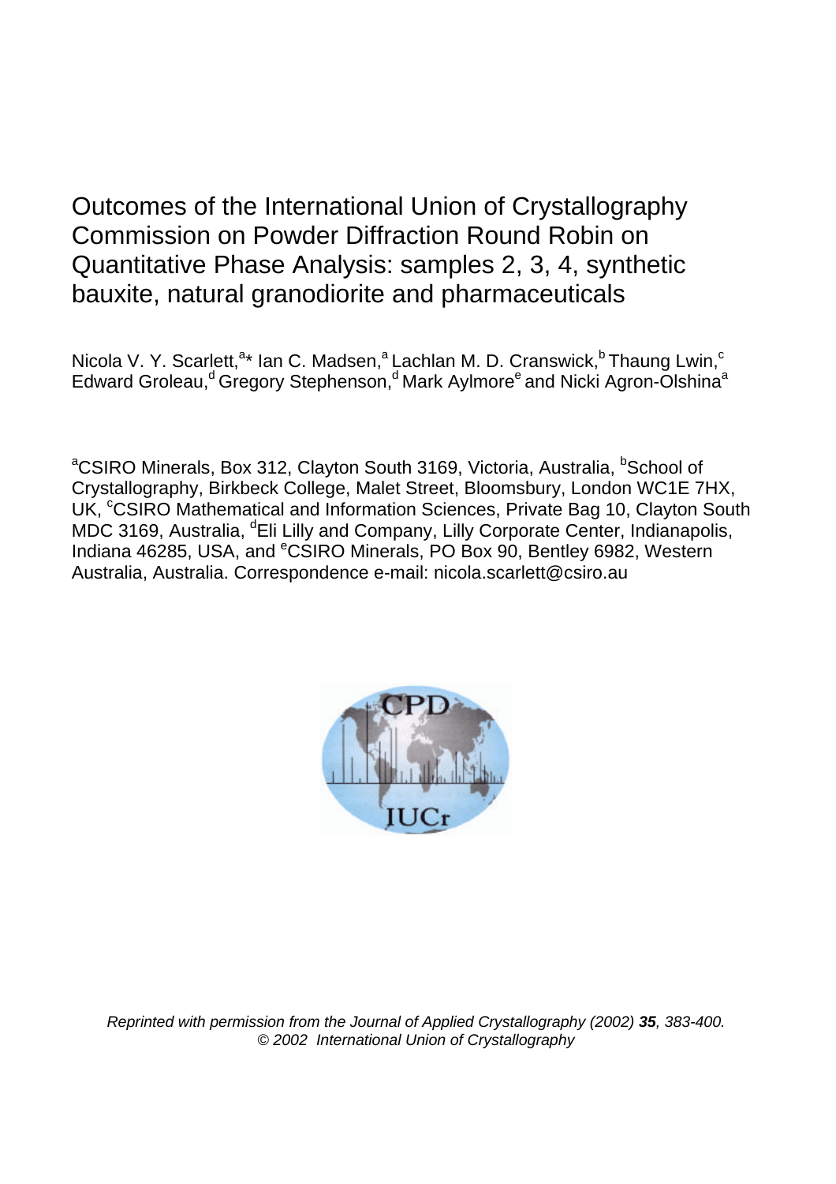# Outcomes of the International Union of Crystallography Commission on Powder Diffraction Round Robin on Quantitative Phase Analysis: samples 2, 3, 4, synthetic bauxite, natural granodiorite and pharmaceuticals

Nicola V. Y. Scarlett,[a]* Ian C. Madsen,[a] Lachlan M. D. Cranswick,[b] Thaung Lwin,[c] Edward Groleau,[d] Gregory Stephenson,[d] Mark Aylmore[e] and Nicki Agron-Olshina[a]

[a]CSIRO Minerals, Box 312, Clayton South 3169, Victoria, Australia, [b]School of Crystallography, Birkbeck College, Malet Street, Bloomsbury, London WC1E 7HX, UK, [c]CSIRO Mathematical and Information Sciences, Private Bag 10, Clayton South MDC 3169, Australia, [d]Eli Lilly and Company, Lilly Corporate Center, Indianapolis, Indiana 46285, USA, and [e]CSIRO Minerals, PO Box 90, Bentley 6982, Western Australia, Australia. Correspondence e-mail: nicola.scarlett@csiro.au

*Reprinted with permission from the Journal of Applied Crystallography (2002) **35**, 383-400.*
*© 2002 International Union of Crystallography*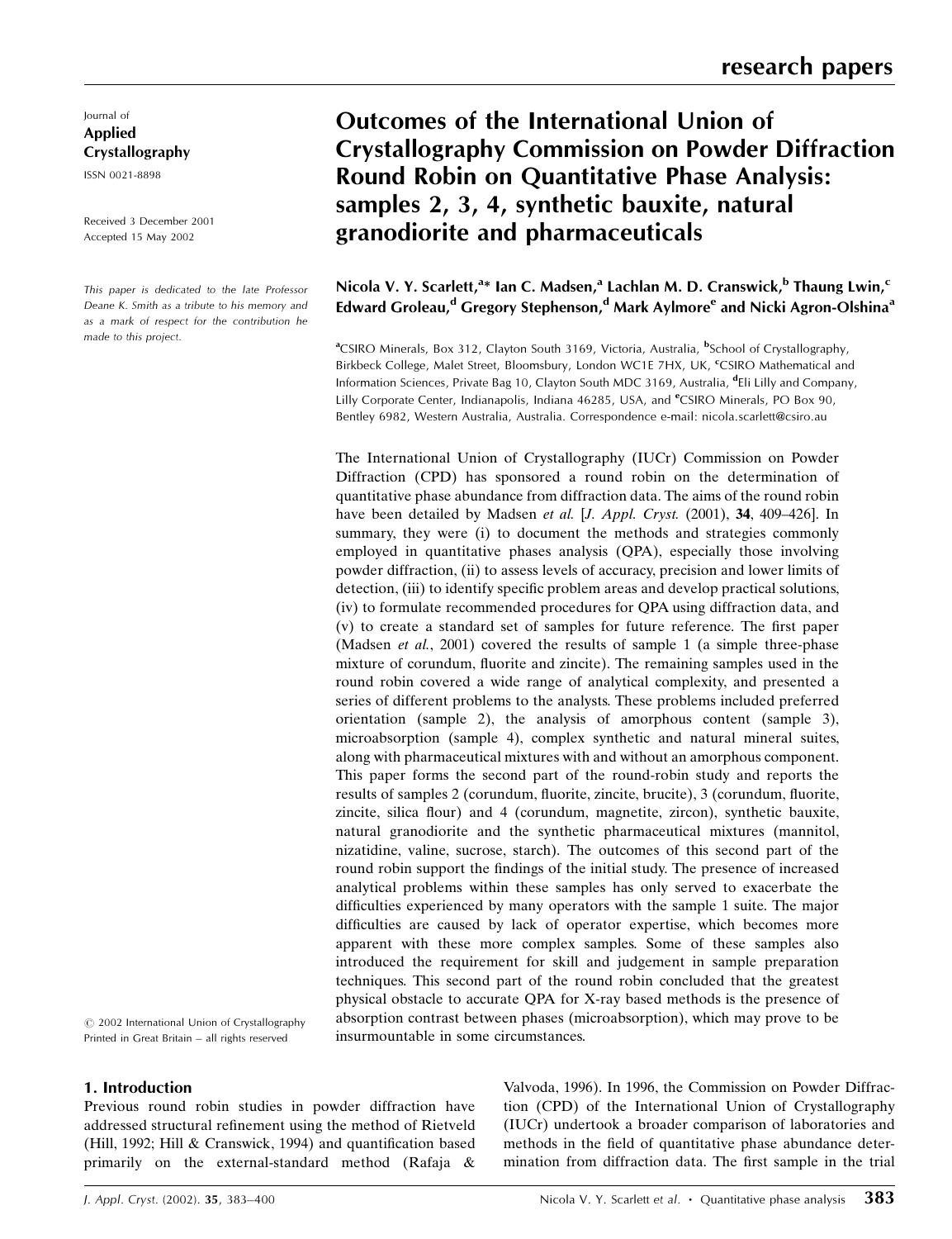Journal of
**Applied Crystallography**
ISSN 0021-8898

Received 3 December 2001
Accepted 15 May 2002

*This paper is dedicated to the late Professor Deane K. Smith as a tribute to his memory and as a mark of respect for the contribution he made to this project.*

# Outcomes of the International Union of Crystallography Commission on Powder Diffraction Round Robin on Quantitative Phase Analysis: samples 2, 3, 4, synthetic bauxite, natural granodiorite and pharmaceuticals

**Nicola V. Y. Scarlett,[a]* Ian C. Madsen,[a] Lachlan M. D. Cranswick,[b] Thaung Lwin,[c] Edward Groleau,[d] Gregory Stephenson,[d] Mark Aylmore[e] and Nicki Agron-Olshina[a]**

[a]CSIRO Minerals, Box 312, Clayton South 3169, Victoria, Australia, [b]School of Crystallography, Birkbeck College, Malet Street, Bloomsbury, London WC1E 7HX, UK, [c]CSIRO Mathematical and Information Sciences, Private Bag 10, Clayton South MDC 3169, Australia, [d]Eli Lilly and Company, Lilly Corporate Center, Indianapolis, Indiana 46285, USA, and [e]CSIRO Minerals, PO Box 90, Bentley 6982, Western Australia, Australia. Correspondence e-mail: nicola.scarlett@csiro.au

The International Union of Crystallography (IUCr) Commission on Powder Diffraction (CPD) has sponsored a round robin on the determination of quantitative phase abundance from diffraction data. The aims of the round robin have been detailed by Madsen *et al.* [*J. Appl. Cryst.* (2001), **34**, 409–426]. In summary, they were (i) to document the methods and strategies commonly employed in quantitative phases analysis (QPA), especially those involving powder diffraction, (ii) to assess levels of accuracy, precision and lower limits of detection, (iii) to identify specific problem areas and develop practical solutions, (iv) to formulate recommended procedures for QPA using diffraction data, and (v) to create a standard set of samples for future reference. The first paper (Madsen *et al.*, 2001) covered the results of sample 1 (a simple three-phase mixture of corundum, fluorite and zincite). The remaining samples used in the round robin covered a wide range of analytical complexity, and presented a series of different problems to the analysts. These problems included preferred orientation (sample 2), the analysis of amorphous content (sample 3), microabsorption (sample 4), complex synthetic and natural mineral suites, along with pharmaceutical mixtures with and without an amorphous component. This paper forms the second part of the round-robin study and reports the results of samples 2 (corundum, fluorite, zincite, brucite), 3 (corundum, fluorite, zincite, silica flour) and 4 (corundum, magnetite, zircon), synthetic bauxite, natural granodiorite and the synthetic pharmaceutical mixtures (mannitol, nizatidine, valine, sucrose, starch). The outcomes of this second part of the round robin support the findings of the initial study. The presence of increased analytical problems within these samples has only served to exacerbate the difficulties experienced by many operators with the sample 1 suite. The major difficulties are caused by lack of operator expertise, which becomes more apparent with these more complex samples. Some of these samples also introduced the requirement for skill and judgement in sample preparation techniques. This second part of the round robin concluded that the greatest physical obstacle to accurate QPA for X-ray based methods is the presence of absorption contrast between phases (microabsorption), which may prove to be insurmountable in some circumstances.

© 2002 International Union of Crystallography
Printed in Great Britain – all rights reserved

## 1. Introduction

Previous round robin studies in powder diffraction have addressed structural refinement using the method of Rietveld (Hill, 1992; Hill & Cranswick, 1994) and quantification based primarily on the external-standard method (Rafaja & Valvoda, 1996). In 1996, the Commission on Powder Diffraction (CPD) of the International Union of Crystallography (IUCr) undertook a broader comparison of laboratories and methods in the field of quantitative phase abundance determination from diffraction data. The first sample in the trial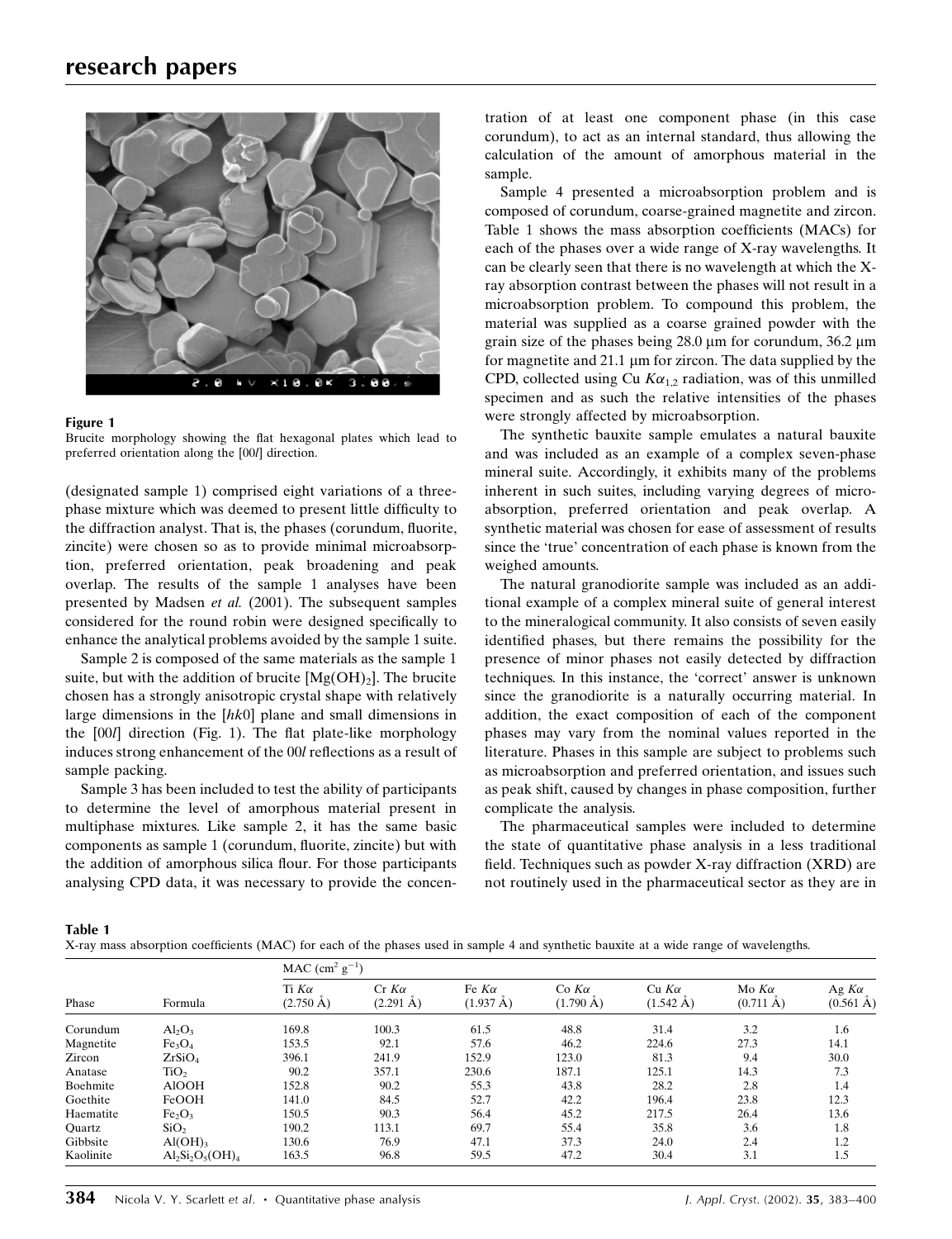**Figure 1**
Brucite morphology showing the flat hexagonal plates which lead to preferred orientation along the [00*l*] direction.

(designated sample 1) comprised eight variations of a three-phase mixture which was deemed to present little difficulty to the diffraction analyst. That is, the phases (corundum, fluorite, zincite) were chosen so as to provide minimal microabsorption, preferred orientation, peak broadening and peak overlap. The results of the sample 1 analyses have been presented by Madsen *et al.* (2001). The subsequent samples considered for the round robin were designed specifically to enhance the analytical problems avoided by the sample 1 suite.

Sample 2 is composed of the same materials as the sample 1 suite, but with the addition of brucite [$Mg(OH)_2$]. The brucite chosen has a strongly anisotropic crystal shape with relatively large dimensions in the [*hk*0] plane and small dimensions in the [00*l*] direction (Fig. 1). The flat plate-like morphology induces strong enhancement of the 00*l* reflections as a result of sample packing.

Sample 3 has been included to test the ability of participants to determine the level of amorphous material present in multiphase mixtures. Like sample 2, it has the same basic components as sample 1 (corundum, fluorite, zincite) but with the addition of amorphous silica flour. For those participants analysing CPD data, it was necessary to provide the concentration of at least one component phase (in this case corundum), to act as an internal standard, thus allowing the calculation of the amount of amorphous material in the sample.

Sample 4 presented a microabsorption problem and is composed of corundum, coarse-grained magnetite and zircon. Table 1 shows the mass absorption coefficients (MACs) for each of the phases over a wide range of X-ray wavelengths. It can be clearly seen that there is no wavelength at which the X-ray absorption contrast between the phases will not result in a microabsorption problem. To compound this problem, the material was supplied as a coarse grained powder with the grain size of the phases being 28.0 μm for corundum, 36.2 μm for magnetite and 21.1 μm for zircon. The data supplied by the CPD, collected using Cu $K\alpha_{1,2}$ radiation, was of this unmilled specimen and as such the relative intensities of the phases were strongly affected by microabsorption.

The synthetic bauxite sample emulates a natural bauxite and was included as an example of a complex seven-phase mineral suite. Accordingly, it exhibits many of the problems inherent in such suites, including varying degrees of microabsorption, preferred orientation and peak overlap. A synthetic material was chosen for ease of assessment of results since the 'true' concentration of each phase is known from the weighed amounts.

The natural granodiorite sample was included as an additional example of a complex mineral suite of general interest to the mineralogical community. It also consists of seven easily identified phases, but there remains the possibility for the presence of minor phases not easily detected by diffraction techniques. In this instance, the 'correct' answer is unknown since the granodiorite is a naturally occurring material. In addition, the exact composition of each of the component phases may vary from the nominal values reported in the literature. Phases in this sample are subject to problems such as microabsorption and preferred orientation, and issues such as peak shift, caused by changes in phase composition, further complicate the analysis.

The pharmaceutical samples were included to determine the state of quantitative phase analysis in a less traditional field. Techniques such as powder X-ray diffraction (XRD) are not routinely used in the pharmaceutical sector as they are in

**Table 1**
X-ray mass absorption coefficients (MAC) for each of the phases used in sample 4 and synthetic bauxite at a wide range of wavelengths.

| | | MAC ($cm^2\ g^{-1}$) | | | | | | |
|---|---|---|---|---|---|---|---|---|
| Phase | Formula | Ti $K\alpha$ (2.750 Å) | Cr $K\alpha$ (2.291 Å) | Fe $K\alpha$ (1.937 Å) | Co $K\alpha$ (1.790 Å) | Cu $K\alpha$ (1.542 Å) | Mo $K\alpha$ (0.711 Å) | Ag $K\alpha$ (0.561 Å) |
| Corundum | $Al_2O_3$ | 169.8 | 100.3 | 61.5 | 48.8 | 31.4 | 3.2 | 1.6 |
| Magnetite | $Fe_3O_4$ | 153.5 | 92.1 | 57.6 | 46.2 | 224.6 | 27.3 | 14.1 |
| Zircon | $ZrSiO_4$ | 396.1 | 241.9 | 152.9 | 123.0 | 81.3 | 9.4 | 30.0 |
| Anatase | $TiO_2$ | 90.2 | 357.1 | 230.6 | 187.1 | 125.1 | 14.3 | 7.3 |
| Boehmite | AlOOH | 152.8 | 90.2 | 55.3 | 43.8 | 28.2 | 2.8 | 1.4 |
| Goethite | FeOOH | 141.0 | 84.5 | 52.7 | 42.2 | 196.4 | 23.8 | 12.3 |
| Haematite | $Fe_2O_3$ | 150.5 | 90.3 | 56.4 | 45.2 | 217.5 | 26.4 | 13.6 |
| Quartz | $SiO_2$ | 190.2 | 113.1 | 69.7 | 55.4 | 35.8 | 3.6 | 1.8 |
| Gibbsite | $Al(OH)_3$ | 130.6 | 76.9 | 47.1 | 37.3 | 24.0 | 2.4 | 1.2 |
| Kaolinite | $Al_2Si_2O_5(OH)_4$ | 163.5 | 96.8 | 59.5 | 47.2 | 30.4 | 3.1 | 1.5 |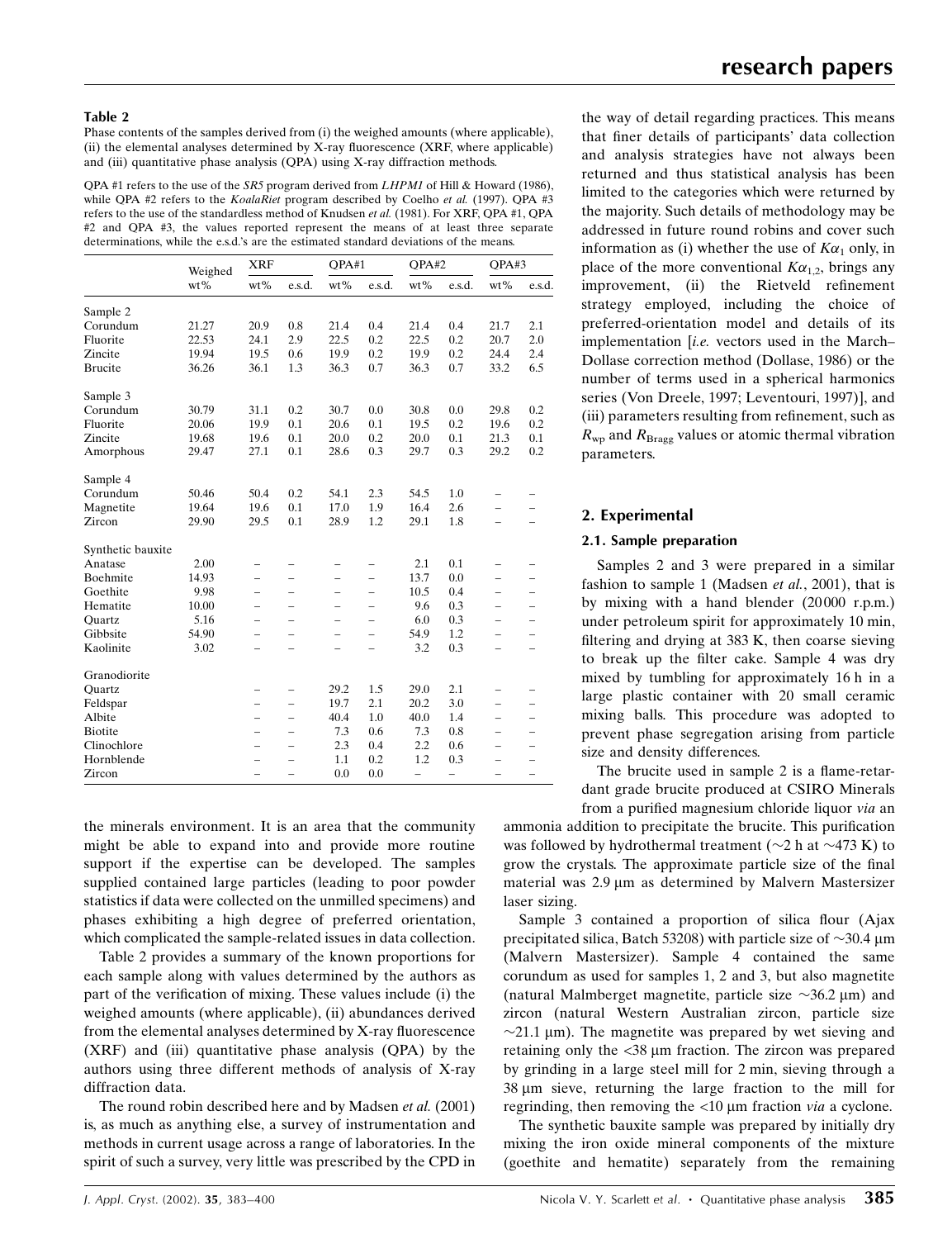**Table 2**
Phase contents of the samples derived from (i) the weighed amounts (where applicable), (ii) the elemental analyses determined by X-ray fluorescence (XRF, where applicable) and (iii) quantitative phase analysis (QPA) using X-ray diffraction methods.

QPA #1 refers to the use of the *SR5* program derived from *LHPM1* of Hill & Howard (1986), while QPA #2 refers to the *KoalaRiet* program described by Coelho *et al.* (1997). QPA #3 refers to the use of the standardless method of Knudsen *et al.* (1981). For XRF, QPA #1, QPA #2 and QPA #3, the values reported represent the means of at least three separate determinations, while the e.s.d.'s are the estimated standard deviations of the means.

| | Weighed | XRF | | QPA#1 | | QPA#2 | | QPA#3 | |
|---|---|---|---|---|---|---|---|---|---|
| | wt% | wt% | e.s.d. | wt% | e.s.d. | wt% | e.s.d. | wt% | e.s.d. |
| Sample 2 | | | | | | | | | |
| Corundum | 21.27 | 20.9 | 0.8 | 21.4 | 0.4 | 21.4 | 0.4 | 21.7 | 2.1 |
| Fluorite | 22.53 | 24.1 | 2.9 | 22.5 | 0.2 | 22.5 | 0.2 | 20.7 | 2.0 |
| Zincite | 19.94 | 19.5 | 0.6 | 19.9 | 0.2 | 19.9 | 0.2 | 24.4 | 2.4 |
| Brucite | 36.26 | 36.1 | 1.3 | 36.3 | 0.7 | 36.3 | 0.7 | 33.2 | 6.5 |
| Sample 3 | | | | | | | | | |
| Corundum | 30.79 | 31.1 | 0.2 | 30.7 | 0.0 | 30.8 | 0.0 | 29.8 | 0.2 |
| Fluorite | 20.06 | 19.9 | 0.1 | 20.6 | 0.1 | 19.5 | 0.2 | 19.6 | 0.2 |
| Zincite | 19.68 | 19.6 | 0.1 | 20.0 | 0.2 | 20.0 | 0.1 | 21.3 | 0.1 |
| Amorphous | 29.47 | 27.1 | 0.1 | 28.6 | 0.3 | 29.7 | 0.3 | 29.2 | 0.2 |
| Sample 4 | | | | | | | | | |
| Corundum | 50.46 | 50.4 | 0.2 | 54.1 | 2.3 | 54.5 | 1.0 | – | – |
| Magnetite | 19.64 | 19.6 | 0.1 | 17.0 | 1.9 | 16.4 | 2.6 | – | – |
| Zircon | 29.90 | 29.5 | 0.1 | 28.9 | 1.2 | 29.1 | 1.8 | – | – |
| Synthetic bauxite | | | | | | | | | |
| Anatase | 2.00 | – | – | – | – | 2.1 | 0.1 | – | – |
| Boehmite | 14.93 | – | – | – | – | 13.7 | 0.0 | – | – |
| Goethite | 9.98 | – | – | – | – | 10.5 | 0.4 | – | – |
| Hematite | 10.00 | – | – | – | – | 9.6 | 0.3 | – | – |
| Quartz | 5.16 | – | – | – | – | 6.0 | 0.3 | – | – |
| Gibbsite | 54.90 | – | – | – | – | 54.9 | 1.2 | – | – |
| Kaolinite | 3.02 | – | – | – | – | 3.2 | 0.3 | – | – |
| Granodiorite | | | | | | | | | |
| Quartz | | – | – | 29.2 | 1.5 | 29.0 | 2.1 | – | – |
| Feldspar | | – | – | 19.7 | 2.1 | 20.2 | 3.0 | – | – |
| Albite | | – | – | 40.4 | 1.0 | 40.0 | 1.4 | – | – |
| Biotite | | – | – | 7.3 | 0.6 | 7.3 | 0.8 | – | – |
| Clinochlore | | – | – | 2.3 | 0.4 | 2.2 | 0.6 | – | – |
| Hornblende | | – | – | 1.1 | 0.2 | 1.2 | 0.3 | – | – |
| Zircon | | – | – | 0.0 | 0.0 | – | – | – | – |

the minerals environment. It is an area that the community might be able to expand into and provide more routine support if the expertise can be developed. The samples supplied contained large particles (leading to poor powder statistics if data were collected on the unmilled specimens) and phases exhibiting a high degree of preferred orientation, which complicated the sample-related issues in data collection.

Table 2 provides a summary of the known proportions for each sample along with values determined by the authors as part of the verification of mixing. These values include (i) the weighed amounts (where applicable), (ii) abundances derived from the elemental analyses determined by X-ray fluorescence (XRF) and (iii) quantitative phase analysis (QPA) by the authors using three different methods of analysis of X-ray diffraction data.

The round robin described here and by Madsen *et al.* (2001) is, as much as anything else, a survey of instrumentation and methods in current usage across a range of laboratories. In the spirit of such a survey, very little was prescribed by the CPD in the way of detail regarding practices. This means that finer details of participants' data collection and analysis strategies have not always been returned and thus statistical analysis has been limited to the categories which were returned by the majority. Such details of methodology may be addressed in future round robins and cover such information as (i) whether the use of $K\alpha_1$ only, in place of the more conventional $K\alpha_{1,2}$, brings any improvement, (ii) the Rietveld refinement strategy employed, including the choice of preferred-orientation model and details of its implementation [*i.e.* vectors used in the March–Dollase correction method (Dollase, 1986) or the number of terms used in a spherical harmonics series (Von Dreele, 1997; Leventouri, 1997)], and (iii) parameters resulting from refinement, such as $R_{wp}$ and $R_{Bragg}$ values or atomic thermal vibration parameters.

## 2. Experimental

### 2.1. Sample preparation

Samples 2 and 3 were prepared in a similar fashion to sample 1 (Madsen *et al.*, 2001), that is by mixing with a hand blender (20000 r.p.m.) under petroleum spirit for approximately 10 min, filtering and drying at 383 K, then coarse sieving to break up the filter cake. Sample 4 was dry mixed by tumbling for approximately 16 h in a large plastic container with 20 small ceramic mixing balls. This procedure was adopted to prevent phase segregation arising from particle size and density differences.

The brucite used in sample 2 is a flame-retardant grade brucite produced at CSIRO Minerals from a purified magnesium chloride liquor *via* an ammonia addition to precipitate the brucite. This purification was followed by hydrothermal treatment (~2 h at ~473 K) to grow the crystals. The approximate particle size of the final material was 2.9 µm as determined by Malvern Mastersizer laser sizing.

Sample 3 contained a proportion of silica flour (Ajax precipitated silica, Batch 53208) with particle size of ~30.4 µm (Malvern Mastersizer). Sample 4 contained the same corundum as used for samples 1, 2 and 3, but also magnetite (natural Malmberget magnetite, particle size ~36.2 µm) and zircon (natural Western Australian zircon, particle size ~21.1 µm). The magnetite was prepared by wet sieving and retaining only the <38 µm fraction. The zircon was prepared by grinding in a large steel mill for 2 min, sieving through a 38 µm sieve, returning the large fraction to the mill for regrinding, then removing the <10 µm fraction *via* a cyclone.

The synthetic bauxite sample was prepared by initially dry mixing the iron oxide mineral components of the mixture (goethite and hematite) separately from the remaining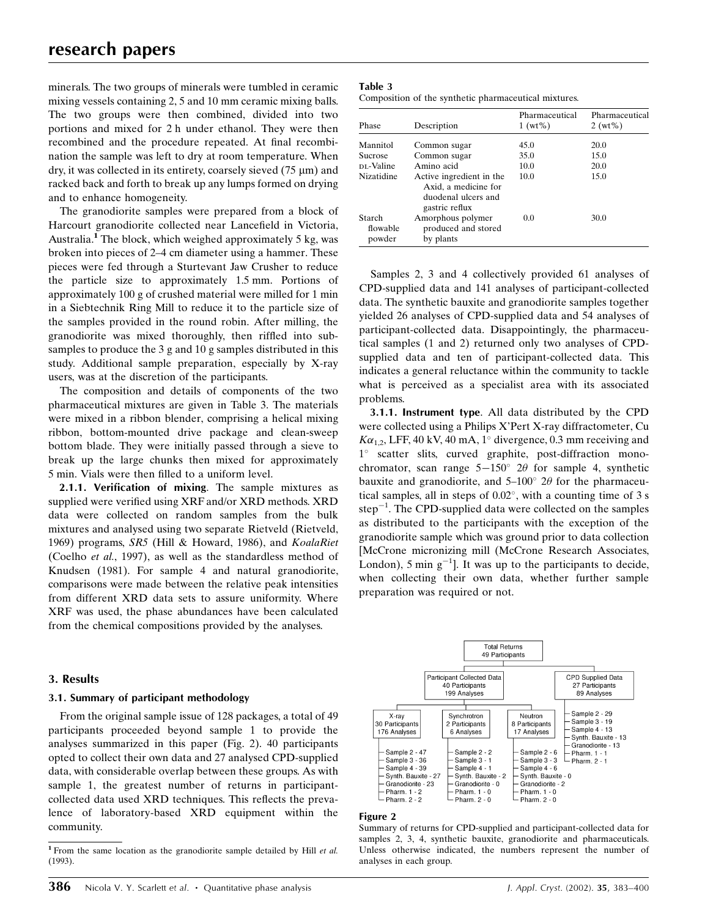minerals. The two groups of minerals were tumbled in ceramic mixing vessels containing 2, 5 and 10 mm ceramic mixing balls. The two groups were then combined, divided into two portions and mixed for 2 h under ethanol. They were then recombined and the procedure repeated. At final recombination the sample was left to dry at room temperature. When dry, it was collected in its entirety, coarsely sieved (75 μm) and racked back and forth to break up any lumps formed on drying and to enhance homogeneity.

The granodiorite samples were prepared from a block of Harcourt granodiorite collected near Lancefield in Victoria, Australia.[1] The block, which weighed approximately 5 kg, was broken into pieces of 2–4 cm diameter using a hammer. These pieces were fed through a Sturtevant Jaw Crusher to reduce the particle size to approximately 1.5 mm. Portions of approximately 100 g of crushed material were milled for 1 min in a Siebtechnik Ring Mill to reduce it to the particle size of the samples provided in the round robin. After milling, the granodiorite was mixed thoroughly, then riffled into subsamples to produce the 3 g and 10 g samples distributed in this study. Additional sample preparation, especially by X-ray users, was at the discretion of the participants.

The composition and details of components of the two pharmaceutical mixtures are given in Table 3. The materials were mixed in a ribbon blender, comprising a helical mixing ribbon, bottom-mounted drive package and clean-sweep bottom blade. They were initially passed through a sieve to break up the large chunks then mixed for approximately 5 min. Vials were then filled to a uniform level.

**2.1.1. Verification of mixing**. The sample mixtures as supplied were verified using XRF and/or XRD methods. XRD data were collected on random samples from the bulk mixtures and analysed using two separate Rietveld (Rietveld, 1969) programs, *SR5* (Hill & Howard, 1986), and *KoalaRiet* (Coelho *et al.*, 1997), as well as the standardless method of Knudsen (1981). For sample 4 and natural granodiorite, comparisons were made between the relative peak intensities from different XRD data sets to assure uniformity. Where XRF was used, the phase abundances have been calculated from the chemical compositions provided by the analyses.

**Table 3**
Composition of the synthetic pharmaceutical mixtures.

| Phase | Description | Pharmaceutical 1 (wt%) | Pharmaceutical 2 (wt%) |
|---|---|---|---|
| Mannitol | Common sugar | 45.0 | 20.0 |
| Sucrose | Common sugar | 35.0 | 15.0 |
| DL-Valine | Amino acid | 10.0 | 20.0 |
| Nizatidine | Active ingredient in the Axid, a medicine for duodenal ulcers and gastric reflux | 10.0 | 15.0 |
| Starch flowable powder | Amorphous polymer produced and stored by plants | 0.0 | 30.0 |

Samples 2, 3 and 4 collectively provided 61 analyses of CPD-supplied data and 141 analyses of participant-collected data. The synthetic bauxite and granodiorite samples together yielded 26 analyses of CPD-supplied data and 54 analyses of participant-collected data. Disappointingly, the pharmaceutical samples (1 and 2) returned only two analyses of CPD-supplied data and ten of participant-collected data. This indicates a general reluctance within the community to tackle what is perceived as a specialist area with its associated problems.

**3.1.1. Instrument type**. All data distributed by the CPD were collected using a Philips X'Pert X-ray diffractometer, Cu $K\alpha_{1,2}$, LFF, 40 kV, 40 mA, 1° divergence, 0.3 mm receiving and 1° scatter slits, curved graphite, post-diffraction monochromator, scan range 5–150° 2θ for sample 4, synthetic bauxite and granodiorite, and 5–100° 2θ for the pharmaceutical samples, all in steps of 0.02°, with a counting time of 3 s step$^{-1}$. The CPD-supplied data were collected on the samples as distributed to the participants with the exception of the granodiorite sample which was ground prior to data collection [McCrone micronizing mill (McCrone Research Associates, London), 5 min g$^{-1}$]. It was up to the participants to decide, when collecting their own data, whether further sample preparation was required or not.

## 3. Results

### 3.1. Summary of participant methodology

From the original sample issue of 128 packages, a total of 49 participants proceeded beyond sample 1 to provide the analyses summarized in this paper (Fig. 2). 40 participants opted to collect their own data and 27 analysed CPD-supplied data, with considerable overlap between these groups. As with sample 1, the greatest number of returns in participant-collected data used XRD techniques. This reflects the prevalence of laboratory-based XRD equipment within the community.

Total Returns: 49 Participants
- Participant Collected Data: 40 Participants, 199 Analyses
  - X-ray: 30 Participants, 176 Analyses — Sample 2 - 47; Sample 3 - 36; Sample 4 - 39; Synth. Bauxite - 27; Granodiorite - 23; Pharm. 1 - 2; Pharm. 2 - 2
  - Synchrotron: 2 Participants, 6 Analyses — Sample 2 - 2; Sample 3 - 1; Sample 4 - 1; Synth. Bauxite - 2; Granodiorite - 0; Pharm. 1 - 0; Pharm. 2 - 0
  - Neutron: 8 Participants, 17 Analyses — Sample 2 - 6; Sample 3 - 3; Sample 4 - 6; Synth. Bauxite - 0; Granodiorite - 2; Pharm. 1 - 0; Pharm. 2 - 0
- CPD Supplied Data: 27 Participants, 89 Analyses — Sample 2 - 29; Sample 3 - 19; Sample 4 - 13; Synth. Bauxite - 13; Granodiorite - 13; Pharm. 1 - 1; Pharm. 2 - 1

**Figure 2**
Summary of returns for CPD-supplied and participant-collected data for samples 2, 3, 4, synthetic bauxite, granodiorite and pharmaceuticals. Unless otherwise indicated, the numbers represent the number of analyses in each group.

[1] From the same location as the granodiorite sample detailed by Hill *et al.* (1993).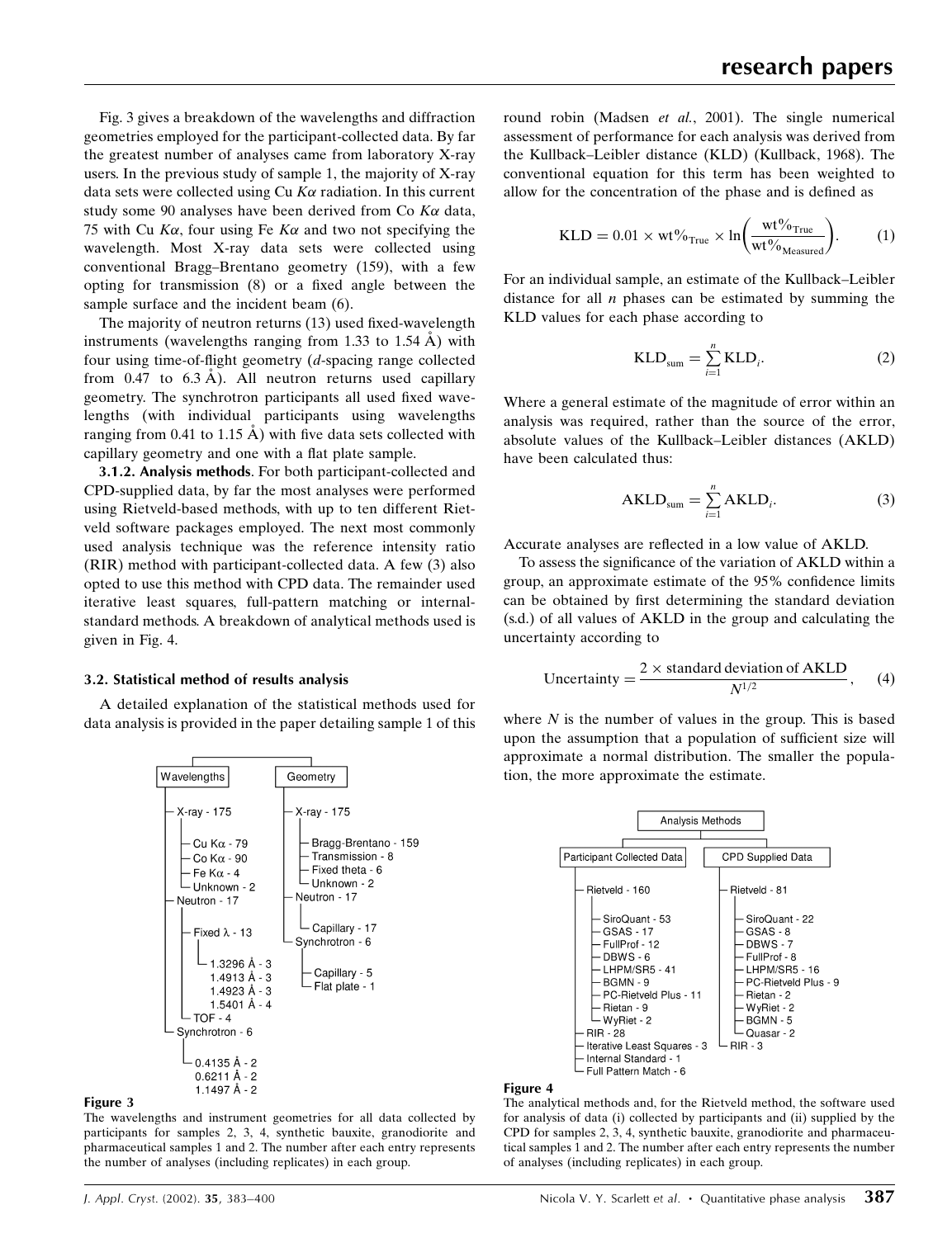Fig. 3 gives a breakdown of the wavelengths and diffraction geometries employed for the participant-collected data. By far the greatest number of analyses came from laboratory X-ray users. In the previous study of sample 1, the majority of X-ray data sets were collected using Cu $K\alpha$ radiation. In this current study some 90 analyses have been derived from Co $K\alpha$ data, 75 with Cu $K\alpha$, four using Fe $K\alpha$ and two not specifying the wavelength. Most X-ray data sets were collected using conventional Bragg–Brentano geometry (159), with a few opting for transmission (8) or a fixed angle between the sample surface and the incident beam (6).

The majority of neutron returns (13) used fixed-wavelength instruments (wavelengths ranging from 1.33 to 1.54 Å) with four using time-of-flight geometry (*d*-spacing range collected from 0.47 to 6.3 Å). All neutron returns used capillary geometry. The synchrotron participants all used fixed wavelengths (with individual participants using wavelengths ranging from 0.41 to 1.15 Å) with five data sets collected with capillary geometry and one with a flat plate sample.

**3.1.2. Analysis methods**. For both participant-collected and CPD-supplied data, by far the most analyses were performed using Rietveld-based methods, with up to ten different Rietveld software packages employed. The next most commonly used analysis technique was the reference intensity ratio (RIR) method with participant-collected data. A few (3) also opted to use this method with CPD data. The remainder used iterative least squares, full-pattern matching or internal-standard methods. A breakdown of analytical methods used is given in Fig. 4.

### 3.2. Statistical method of results analysis

A detailed explanation of the statistical methods used for data analysis is provided in the paper detailing sample 1 of this round robin (Madsen *et al.*, 2001). The single numerical assessment of performance for each analysis was derived from the Kullback–Leibler distance (KLD) (Kullback, 1968). The conventional equation for this term has been weighted to allow for the concentration of the phase and is defined as

$$\mathrm{KLD} = 0.01 \times \mathrm{wt\%}_{\mathrm{True}} \times \ln\left(\frac{\mathrm{wt\%}_{\mathrm{True}}}{\mathrm{wt\%}_{\mathrm{Measured}}}\right). \tag{1}$$

For an individual sample, an estimate of the Kullback–Leibler distance for all $n$ phases can be estimated by summing the KLD values for each phase according to

$$\mathrm{KLD}_{\mathrm{sum}} = \sum_{i=1}^{n} \mathrm{KLD}_i. \tag{2}$$

Where a general estimate of the magnitude of error within an analysis was required, rather than the source of the error, absolute values of the Kullback–Leibler distances (AKLD) have been calculated thus:

$$\mathrm{AKLD}_{\mathrm{sum}} = \sum_{i=1}^{n} \mathrm{AKLD}_i. \tag{3}$$

Accurate analyses are reflected in a low value of AKLD.

To assess the significance of the variation of AKLD within a group, an approximate estimate of the 95% confidence limits can be obtained by first determining the standard deviation (s.d.) of all values of AKLD in the group and calculating the uncertainty according to

$$\mathrm{Uncertainty} = \frac{2 \times \text{standard deviation of AKLD}}{N^{1/2}}, \tag{4}$$

where $N$ is the number of values in the group. This is based upon the assumption that a population of sufficient size will approximate a normal distribution. The smaller the population, the more approximate the estimate.

- Wavelengths
  - X-ray - 175
    - Cu Kα - 79
    - Co Kα - 90
    - Fe Kα - 4
    - Unknown - 2
  - Neutron - 17
    - Fixed λ - 13
      - 1.3296 Å - 3
      - 1.4913 Å - 3
      - 1.4923 Å - 3
      - 1.5401 Å - 4
    - TOF - 4
  - Synchrotron - 6
    - 0.4135 Å - 2
    - 0.6211 Å - 2
    - 1.1497 Å - 2
- Geometry
  - X-ray - 175
    - Bragg-Brentano - 159
    - Transmission - 8
    - Fixed theta - 6
    - Unknown - 2
  - Neutron - 17
    - Capillary - 17
  - Synchrotron - 6
    - Capillary - 5
    - Flat plate - 1

**Figure 3**
The wavelengths and instrument geometries for all data collected by participants for samples 2, 3, 4, synthetic bauxite, granodiorite and pharmaceutical samples 1 and 2. The number after each entry represents the number of analyses (including replicates) in each group.

- Analysis Methods
  - Participant Collected Data
    - Rietveld - 160
      - SiroQuant - 53
      - GSAS - 17
      - FullProf - 12
      - DBWS - 6
      - LHPM/SR5 - 41
      - BGMN - 9
      - PC-Rietveld Plus - 11
      - Rietan - 9
      - WyRiet - 2
    - RIR - 28
    - Iterative Least Squares - 3
    - Internal Standard - 1
    - Full Pattern Match - 6
  - CPD Supplied Data
    - Rietveld - 81
      - SiroQuant - 22
      - GSAS - 8
      - DBWS - 7
      - FullProf - 8
      - LHPM/SR5 - 16
      - PC-Rietveld Plus - 9
      - Rietan - 2
      - WyRiet - 2
      - BGMN - 5
      - Quasar - 2
    - RIR - 3

**Figure 4**
The analytical methods and, for the Rietveld method, the software used for analysis of data (i) collected by participants and (ii) supplied by the CPD for samples 2, 3, 4, synthetic bauxite, granodiorite and pharmaceutical samples 1 and 2. The number after each entry represents the number of analyses (including replicates) in each group.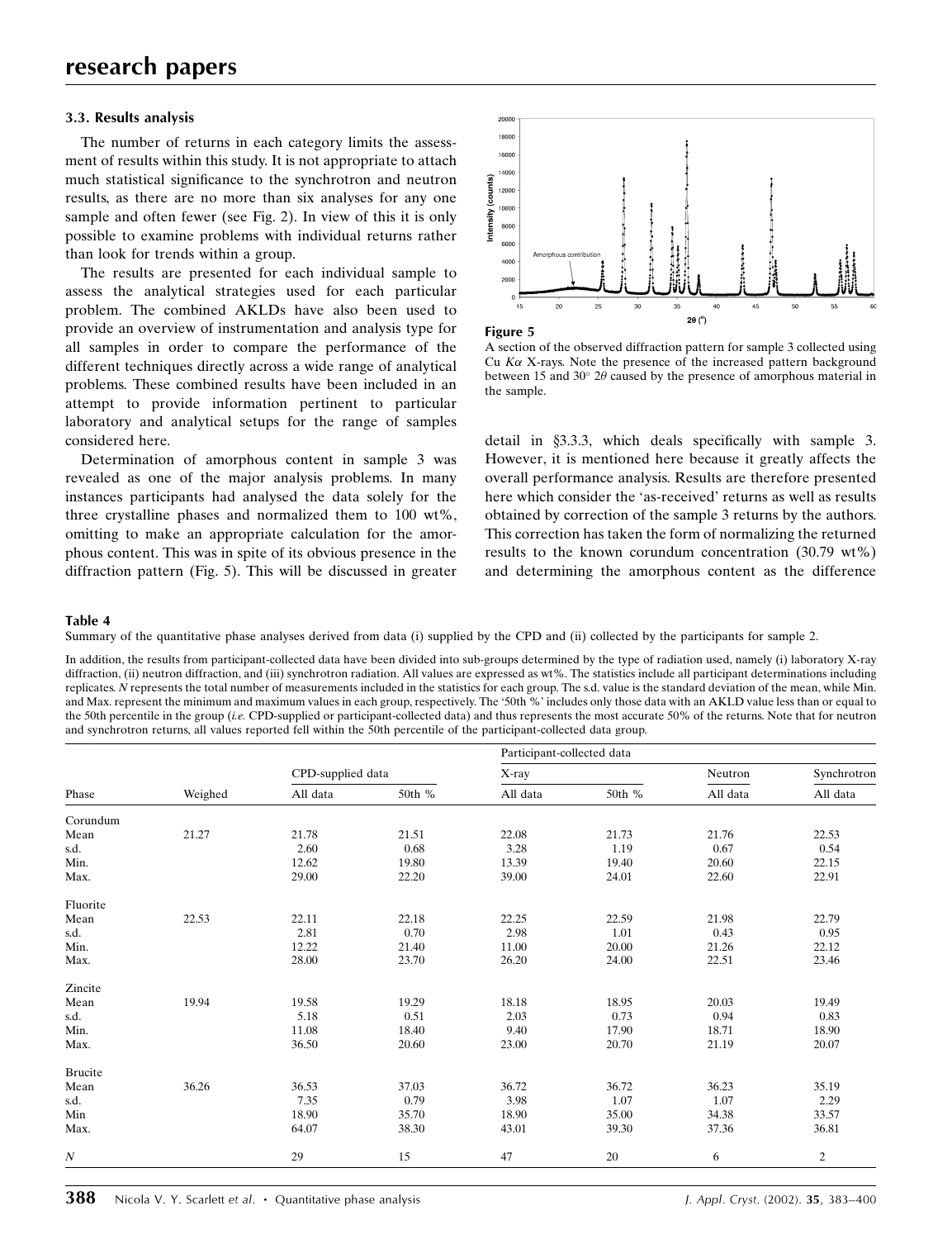### 3.3. Results analysis

The number of returns in each category limits the assessment of results within this study. It is not appropriate to attach much statistical significance to the synchrotron and neutron results, as there are no more than six analyses for any one sample and often fewer (see Fig. 2). In view of this it is only possible to examine problems with individual returns rather than look for trends within a group.

The results are presented for each individual sample to assess the analytical strategies used for each particular problem. The combined AKLDs have also been used to provide an overview of instrumentation and analysis type for all samples in order to compare the performance of the different techniques directly across a wide range of analytical problems. These combined results have been included in an attempt to provide information pertinent to particular laboratory and analytical setups for the range of samples considered here.

Determination of amorphous content in sample 3 was revealed as one of the major analysis problems. In many instances participants had analysed the data solely for the three crystalline phases and normalized them to 100 wt%, omitting to make an appropriate calculation for the amorphous content. This was in spite of its obvious presence in the diffraction pattern (Fig. 5). This will be discussed in greater detail in §3.3.3, which deals specifically with sample 3. However, it is mentioned here because it greatly affects the overall performance analysis. Results are therefore presented here which consider the 'as-received' returns as well as results obtained by correction of the sample 3 returns by the authors. This correction has taken the form of normalizing the returned results to the known corundum concentration (30.79 wt%) and determining the amorphous content as the difference

**Figure 5**
A section of the observed diffraction pattern for sample 3 collected using Cu $K\alpha$ X-rays. Note the presence of the increased pattern background between 15 and 30° $2\theta$ caused by the presence of amorphous material in the sample.

**Table 4**
Summary of the quantitative phase analyses derived from data (i) supplied by the CPD and (ii) collected by the participants for sample 2.

In addition, the results from participant-collected data have been divided into sub-groups determined by the type of radiation used, namely (i) laboratory X-ray diffraction, (ii) neutron diffraction, and (iii) synchrotron radiation. All values are expressed as wt%. The statistics include all participant determinations including replicates. $N$ represents the total number of measurements included in the statistics for each group. The s.d. value is the standard deviation of the mean, while Min. and Max. represent the minimum and maximum values in each group, respectively. The '50th %' includes only those data with an AKLD value less than or equal to the 50th percentile in the group (*i.e.* CPD-supplied or participant-collected data) and thus represents the most accurate 50% of the returns. Note that for neutron and synchrotron returns, all values reported fell within the 50th percentile of the participant-collected data group.

| | | | | Participant-collected data | | | |
|---|---|---|---|---|---|---|---|
| | | CPD-supplied data | | X-ray | | Neutron | Synchrotron |
| Phase | Weighed | All data | 50th % | All data | 50th % | All data | All data |
| Corundum | | | | | | | |
| Mean | 21.27 | 21.78 | 21.51 | 22.08 | 21.73 | 21.76 | 22.53 |
| s.d. | | 2.60 | 0.68 | 3.28 | 1.19 | 0.67 | 0.54 |
| Min. | | 12.62 | 19.80 | 13.39 | 19.40 | 20.60 | 22.15 |
| Max. | | 29.00 | 22.20 | 39.00 | 24.01 | 22.60 | 22.91 |
| Fluorite | | | | | | | |
| Mean | 22.53 | 22.11 | 22.18 | 22.25 | 22.59 | 21.98 | 22.79 |
| s.d. | | 2.81 | 0.70 | 2.98 | 1.01 | 0.43 | 0.95 |
| Min. | | 12.22 | 21.40 | 11.00 | 20.00 | 21.26 | 22.12 |
| Max. | | 28.00 | 23.70 | 26.20 | 24.00 | 22.51 | 23.46 |
| Zincite | | | | | | | |
| Mean | 19.94 | 19.58 | 19.29 | 18.18 | 18.95 | 20.03 | 19.49 |
| s.d. | | 5.18 | 0.51 | 2.03 | 0.73 | 0.94 | 0.83 |
| Min. | | 11.08 | 18.40 | 9.40 | 17.90 | 18.71 | 18.90 |
| Max. | | 36.50 | 20.60 | 23.00 | 20.70 | 21.19 | 20.07 |
| Brucite | | | | | | | |
| Mean | 36.26 | 36.53 | 37.03 | 36.72 | 36.72 | 36.23 | 35.19 |
| s.d. | | 7.35 | 0.79 | 3.98 | 1.07 | 1.07 | 2.29 |
| Min | | 18.90 | 35.70 | 18.90 | 35.00 | 34.38 | 33.57 |
| Max. | | 64.07 | 38.30 | 43.01 | 39.30 | 37.36 | 36.81 |
| $N$ | | 29 | 15 | 47 | 20 | 6 | 2 |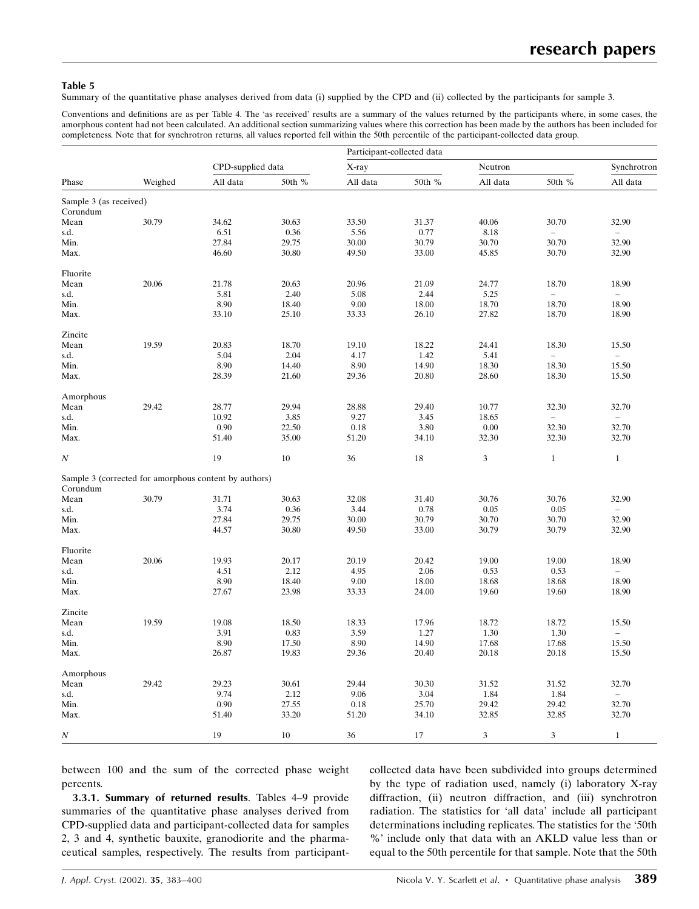**Table 5**

Summary of the quantitative phase analyses derived from data (i) supplied by the CPD and (ii) collected by the participants for sample 3.

Conventions and definitions are as per Table 4. The 'as received' results are a summary of the values returned by the participants where, in some cases, the amorphous content had not been calculated. An additional section summarizing values where this correction has been made by the authors has been included for completeness. Note that for synchrotron returns, all values reported fell within the 50th percentile of the participant-collected data group.

| | | | | Participant-collected data | | | | |
|---|---|---|---|---|---|---|---|---|
| | | CPD-supplied data | | X-ray | | Neutron | | Synchrotron |
| Phase | Weighed | All data | 50th % | All data | 50th % | All data | 50th % | All data |
| Sample 3 (as received) | | | | | | | | |
| Corundum | | | | | | | | |
| Mean | 30.79 | 34.62 | 30.63 | 33.50 | 31.37 | 40.06 | 30.70 | 32.90 |
| s.d. | | 6.51 | 0.36 | 5.56 | 0.77 | 8.18 | – | – |
| Min. | | 27.84 | 29.75 | 30.00 | 30.79 | 30.70 | 30.70 | 32.90 |
| Max. | | 46.60 | 30.80 | 49.50 | 33.00 | 45.85 | 30.70 | 32.90 |
| Fluorite | | | | | | | | |
| Mean | 20.06 | 21.78 | 20.63 | 20.96 | 21.09 | 24.77 | 18.70 | 18.90 |
| s.d. | | 5.81 | 2.40 | 5.08 | 2.44 | 5.25 | – | – |
| Min. | | 8.90 | 18.40 | 9.00 | 18.00 | 18.70 | 18.70 | 18.90 |
| Max. | | 33.10 | 25.10 | 33.33 | 26.10 | 27.82 | 18.70 | 18.90 |
| Zincite | | | | | | | | |
| Mean | 19.59 | 20.83 | 18.70 | 19.10 | 18.22 | 24.41 | 18.30 | 15.50 |
| s.d. | | 5.04 | 2.04 | 4.17 | 1.42 | 5.41 | – | – |
| Min. | | 8.90 | 14.40 | 8.90 | 14.90 | 18.30 | 18.30 | 15.50 |
| Max. | | 28.39 | 21.60 | 29.36 | 20.80 | 28.60 | 18.30 | 15.50 |
| Amorphous | | | | | | | | |
| Mean | 29.42 | 28.77 | 29.94 | 28.88 | 29.40 | 10.77 | 32.30 | 32.70 |
| s.d. | | 10.92 | 3.85 | 9.27 | 3.45 | 18.65 | – | – |
| Min. | | 0.90 | 22.50 | 0.18 | 3.80 | 0.00 | 32.30 | 32.70 |
| Max. | | 51.40 | 35.00 | 51.20 | 34.10 | 32.30 | 32.30 | 32.70 |
| $N$ | | 19 | 10 | 36 | 18 | 3 | 1 | 1 |
| Sample 3 (corrected for amorphous content by authors) | | | | | | | | |
| Corundum | | | | | | | | |
| Mean | 30.79 | 31.71 | 30.63 | 32.08 | 31.40 | 30.76 | 30.76 | 32.90 |
| s.d. | | 3.74 | 0.36 | 3.44 | 0.78 | 0.05 | 0.05 | – |
| Min. | | 27.84 | 29.75 | 30.00 | 30.79 | 30.70 | 30.70 | 32.90 |
| Max. | | 44.57 | 30.80 | 49.50 | 33.00 | 30.79 | 30.79 | 32.90 |
| Fluorite | | | | | | | | |
| Mean | 20.06 | 19.93 | 20.17 | 20.19 | 20.42 | 19.00 | 19.00 | 18.90 |
| s.d. | | 4.51 | 2.12 | 4.95 | 2.06 | 0.53 | 0.53 | – |
| Min. | | 8.90 | 18.40 | 9.00 | 18.00 | 18.68 | 18.68 | 18.90 |
| Max. | | 27.67 | 23.98 | 33.33 | 24.00 | 19.60 | 19.60 | 18.90 |
| Zincite | | | | | | | | |
| Mean | 19.59 | 19.08 | 18.50 | 18.33 | 17.96 | 18.72 | 18.72 | 15.50 |
| s.d. | | 3.91 | 0.83 | 3.59 | 1.27 | 1.30 | 1.30 | – |
| Min. | | 8.90 | 17.50 | 8.90 | 14.90 | 17.68 | 17.68 | 15.50 |
| Max. | | 26.87 | 19.83 | 29.36 | 20.40 | 20.18 | 20.18 | 15.50 |
| Amorphous | | | | | | | | |
| Mean | 29.42 | 29.23 | 30.61 | 29.44 | 30.30 | 31.52 | 31.52 | 32.70 |
| s.d. | | 9.74 | 2.12 | 9.06 | 3.04 | 1.84 | 1.84 | – |
| Min. | | 0.90 | 27.55 | 0.18 | 25.70 | 29.42 | 29.42 | 32.70 |
| Max. | | 51.40 | 33.20 | 51.20 | 34.10 | 32.85 | 32.85 | 32.70 |
| $N$ | | 19 | 10 | 36 | 17 | 3 | 3 | 1 |

between 100 and the sum of the corrected phase weight percents.

**3.3.1. Summary of returned results**. Tables 4–9 provide summaries of the quantitative phase analyses derived from CPD-supplied data and participant-collected data for samples 2, 3 and 4, synthetic bauxite, granodiorite and the pharmaceutical samples, respectively. The results from participant-collected data have been subdivided into groups determined by the type of radiation used, namely (i) laboratory X-ray diffraction, (ii) neutron diffraction, and (iii) synchrotron radiation. The statistics for 'all data' include all participant determinations including replicates. The statistics for the '50th %' include only that data with an AKLD value less than or equal to the 50th percentile for that sample. Note that the 50th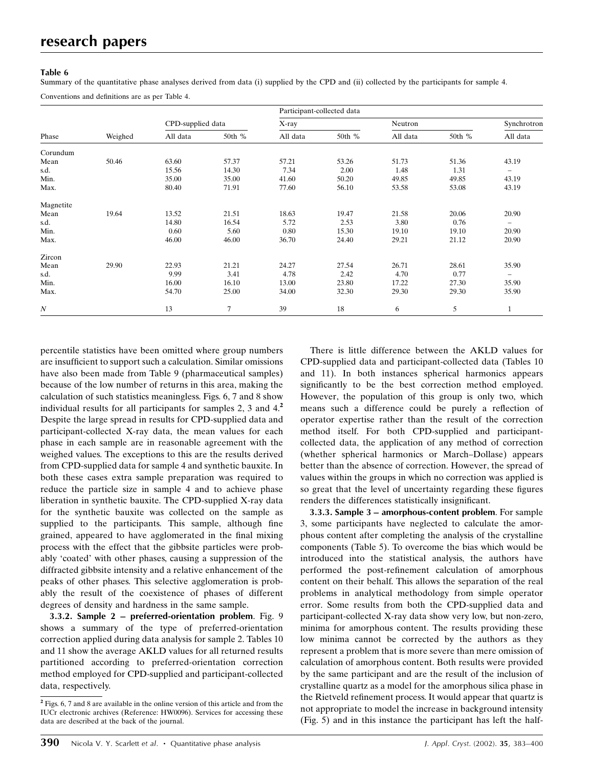**Table 6**

Summary of the quantitative phase analyses derived from data (i) supplied by the CPD and (ii) collected by the participants for sample 4.

Conventions and definitions are as per Table 4.

| | | | | Participant-collected data | | | | |
|---|---|---|---|---|---|---|---|---|
| | | CPD-supplied data | | X-ray | | Neutron | | Synchrotron |
| Phase | Weighed | All data | 50th % | All data | 50th % | All data | 50th % | All data |
| Corundum | | | | | | | | |
| Mean | 50.46 | 63.60 | 57.37 | 57.21 | 53.26 | 51.73 | 51.36 | 43.19 |
| s.d. | | 15.56 | 14.30 | 7.34 | 2.00 | 1.48 | 1.31 | – |
| Min. | | 35.00 | 35.00 | 41.60 | 50.20 | 49.85 | 49.85 | 43.19 |
| Max. | | 80.40 | 71.91 | 77.60 | 56.10 | 53.58 | 53.08 | 43.19 |
| Magnetite | | | | | | | | |
| Mean | 19.64 | 13.52 | 21.51 | 18.63 | 19.47 | 21.58 | 20.06 | 20.90 |
| s.d. | | 14.80 | 16.54 | 5.72 | 2.53 | 3.80 | 0.76 | – |
| Min. | | 0.60 | 5.60 | 0.80 | 15.30 | 19.10 | 19.10 | 20.90 |
| Max. | | 46.00 | 46.00 | 36.70 | 24.40 | 29.21 | 21.12 | 20.90 |
| Zircon | | | | | | | | |
| Mean | 29.90 | 22.93 | 21.21 | 24.27 | 27.54 | 26.71 | 28.61 | 35.90 |
| s.d. | | 9.99 | 3.41 | 4.78 | 2.42 | 4.70 | 0.77 | – |
| Min. | | 16.00 | 16.10 | 13.00 | 23.80 | 17.22 | 27.30 | 35.90 |
| Max. | | 54.70 | 25.00 | 34.00 | 32.30 | 29.30 | 29.30 | 35.90 |
| *N* | | 13 | 7 | 39 | 18 | 6 | 5 | 1 |

percentile statistics have been omitted where group numbers are insufficient to support such a calculation. Similar omissions have also been made from Table 9 (pharmaceutical samples) because of the low number of returns in this area, making the calculation of such statistics meaningless. Figs. 6, 7 and 8 show individual results for all participants for samples 2, 3 and 4.[2] Despite the large spread in results for CPD-supplied data and participant-collected X-ray data, the mean values for each phase in each sample are in reasonable agreement with the weighed values. The exceptions to this are the results derived from CPD-supplied data for sample 4 and synthetic bauxite. In both these cases extra sample preparation was required to reduce the particle size in sample 4 and to achieve phase liberation in synthetic bauxite. The CPD-supplied X-ray data for the synthetic bauxite was collected on the sample as supplied to the participants. This sample, although fine grained, appeared to have agglomerated in the final mixing process with the effect that the gibbsite particles were probably 'coated' with other phases, causing a suppression of the diffracted gibbsite intensity and a relative enhancement of the peaks of other phases. This selective agglomeration is probably the result of the coexistence of phases of different degrees of density and hardness in the same sample.

**3.3.2. Sample 2 – preferred-orientation problem**. Fig. 9 shows a summary of the type of preferred-orientation correction applied during data analysis for sample 2. Tables 10 and 11 show the average AKLD values for all returned results partitioned according to preferred-orientation correction method employed for CPD-supplied and participant-collected data, respectively.

There is little difference between the AKLD values for CPD-supplied data and participant-collected data (Tables 10 and 11). In both instances spherical harmonics appears significantly to be the best correction method employed. However, the population of this group is only two, which means such a difference could be purely a reflection of operator expertise rather than the result of the correction method itself. For both CPD-supplied and participant-collected data, the application of any method of correction (whether spherical harmonics or March–Dollase) appears better than the absence of correction. However, the spread of values within the groups in which no correction was applied is so great that the level of uncertainty regarding these figures renders the differences statistically insignificant.

**3.3.3. Sample 3 – amorphous-content problem**. For sample 3, some participants have neglected to calculate the amorphous content after completing the analysis of the crystalline components (Table 5). To overcome the bias which would be introduced into the statistical analysis, the authors have performed the post-refinement calculation of amorphous content on their behalf. This allows the separation of the real problems in analytical methodology from simple operator error. Some results from both the CPD-supplied data and participant-collected X-ray data show very low, but non-zero, minima for amorphous content. The results providing these low minima cannot be corrected by the authors as they represent a problem that is more severe than mere omission of calculation of amorphous content. Both results were provided by the same participant and are the result of the inclusion of crystalline quartz as a model for the amorphous silica phase in the Rietveld refinement process. It would appear that quartz is not appropriate to model the increase in background intensity (Fig. 5) and in this instance the participant has left the half-

[2] Figs. 6, 7 and 8 are available in the online version of this article and from the IUCr electronic archives (Reference: HW0096). Services for accessing these data are described at the back of the journal.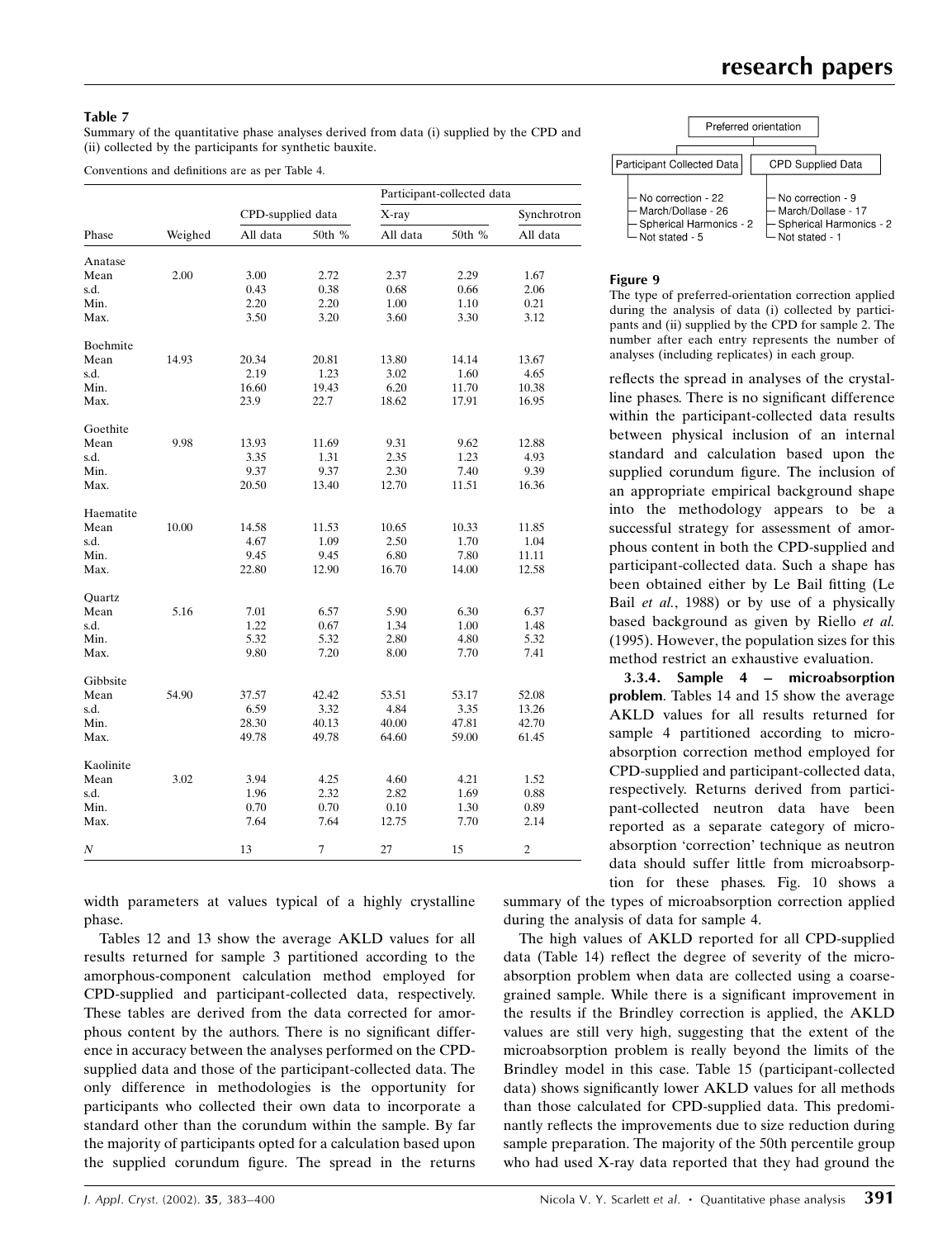**Table 7**
Summary of the quantitative phase analyses derived from data (i) supplied by the CPD and (ii) collected by the participants for synthetic bauxite.

Conventions and definitions are as per Table 4.

| | | | | Participant-collected data | | |
|---|---|---|---|---|---|---|
| | | CPD-supplied data | | X-ray | | Synchrotron |
| Phase | Weighed | All data | 50th % | All data | 50th % | All data |
| Anatase | | | | | | |
| Mean | 2.00 | 3.00 | 2.72 | 2.37 | 2.29 | 1.67 |
| s.d. | | 0.43 | 0.38 | 0.68 | 0.66 | 2.06 |
| Min. | | 2.20 | 2.20 | 1.00 | 1.10 | 0.21 |
| Max. | | 3.50 | 3.20 | 3.60 | 3.30 | 3.12 |
| Boehmite | | | | | | |
| Mean | 14.93 | 20.34 | 20.81 | 13.80 | 14.14 | 13.67 |
| s.d. | | 2.19 | 1.23 | 3.02 | 1.60 | 4.65 |
| Min. | | 16.60 | 19.43 | 6.20 | 11.70 | 10.38 |
| Max. | | 23.9 | 22.7 | 18.62 | 17.91 | 16.95 |
| Goethite | | | | | | |
| Mean | 9.98 | 13.93 | 11.69 | 9.31 | 9.62 | 12.88 |
| s.d. | | 3.35 | 1.31 | 2.35 | 1.23 | 4.93 |
| Min. | | 9.37 | 9.37 | 2.30 | 7.40 | 9.39 |
| Max. | | 20.50 | 13.40 | 12.70 | 11.51 | 16.36 |
| Haematite | | | | | | |
| Mean | 10.00 | 14.58 | 11.53 | 10.65 | 10.33 | 11.85 |
| s.d. | | 4.67 | 1.09 | 2.50 | 1.70 | 1.04 |
| Min. | | 9.45 | 9.45 | 6.80 | 7.80 | 11.11 |
| Max. | | 22.80 | 12.90 | 16.70 | 14.00 | 12.58 |
| Quartz | | | | | | |
| Mean | 5.16 | 7.01 | 6.57 | 5.90 | 6.30 | 6.37 |
| s.d. | | 1.22 | 0.67 | 1.34 | 1.00 | 1.48 |
| Min. | | 5.32 | 5.32 | 2.80 | 4.80 | 5.32 |
| Max. | | 9.80 | 7.20 | 8.00 | 7.70 | 7.41 |
| Gibbsite | | | | | | |
| Mean | 54.90 | 37.57 | 42.42 | 53.51 | 53.17 | 52.08 |
| s.d. | | 6.59 | 3.32 | 4.84 | 3.35 | 13.26 |
| Min. | | 28.30 | 40.13 | 40.00 | 47.81 | 42.70 |
| Max. | | 49.78 | 49.78 | 64.60 | 59.00 | 61.45 |
| Kaolinite | | | | | | |
| Mean | 3.02 | 3.94 | 4.25 | 4.60 | 4.21 | 1.52 |
| s.d. | | 1.96 | 2.32 | 2.82 | 1.69 | 0.88 |
| Min. | | 0.70 | 0.70 | 0.10 | 1.30 | 0.89 |
| Max. | | 7.64 | 7.64 | 12.75 | 7.70 | 2.14 |
| $N$ | | 13 | 7 | 27 | 15 | 2 |

width parameters at values typical of a highly crystalline phase.

Tables 12 and 13 show the average AKLD values for all results returned for sample 3 partitioned according to the amorphous-component calculation method employed for CPD-supplied and participant-collected data, respectively. These tables are derived from the data corrected for amorphous content by the authors. There is no significant difference in accuracy between the analyses performed on the CPD-supplied data and those of the participant-collected data. The only difference in methodologies is the opportunity for participants who collected their own data to incorporate a standard other than the corundum within the sample. By far the majority of participants opted for a calculation based upon the supplied corundum figure. The spread in the returns reflects the spread in analyses of the crystalline phases. There is no significant difference within the participant-collected data results between physical inclusion of an internal standard and calculation based upon the supplied corundum figure. The inclusion of an appropriate empirical background shape into the methodology appears to be a successful strategy for assessment of amorphous content in both the CPD-supplied and participant-collected data. Such a shape has been obtained either by Le Bail fitting (Le Bail *et al.*, 1988) or by use of a physically based background as given by Riello *et al.* (1995). However, the population sizes for this method restrict an exhaustive evaluation.

Preferred orientation

| Participant Collected Data | CPD Supplied Data |
|---|---|
| No correction - 22 | No correction - 9 |
| March/Dollase - 26 | March/Dollase - 17 |
| Spherical Harmonics - 2 | Spherical Harmonics - 2 |
| Not stated - 5 | Not stated - 1 |

**Figure 9**
The type of preferred-orientation correction applied during the analysis of data (i) collected by participants and (ii) supplied by the CPD for sample 2. The number after each entry represents the number of analyses (including replicates) in each group.

**3.3.4. Sample 4 – microabsorption problem**. Tables 14 and 15 show the average AKLD values for all results returned for sample 4 partitioned according to microabsorption correction method employed for CPD-supplied and participant-collected data, respectively. Returns derived from participant-collected neutron data have been reported as a separate category of microabsorption 'correction' technique as neutron data should suffer little from microabsorption for these phases. Fig. 10 shows a summary of the types of microabsorption correction applied during the analysis of data for sample 4.

The high values of AKLD reported for all CPD-supplied data (Table 14) reflect the degree of severity of the microabsorption problem when data are collected using a coarse-grained sample. While there is a significant improvement in the results if the Brindley correction is applied, the AKLD values are still very high, suggesting that the extent of the microabsorption problem is really beyond the limits of the Brindley model in this case. Table 15 (participant-collected data) shows significantly lower AKLD values for all methods than those calculated for CPD-supplied data. This predominantly reflects the improvements due to size reduction during sample preparation. The majority of the 50th percentile group who had used X-ray data reported that they had ground the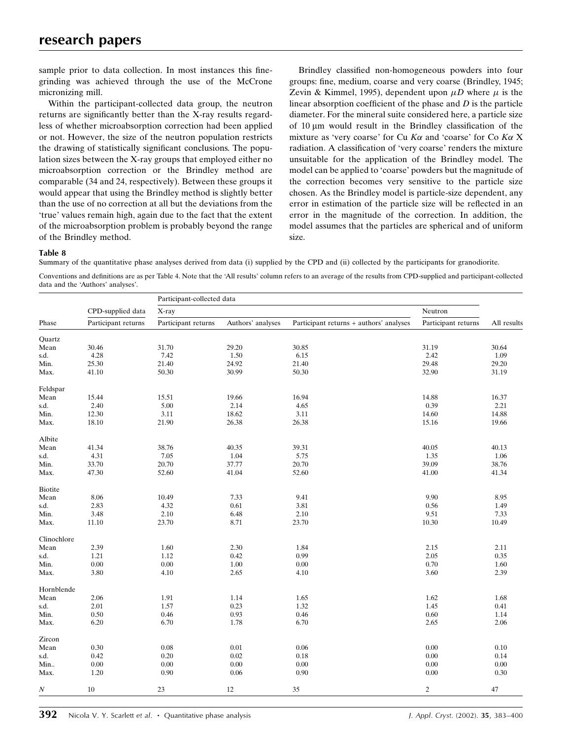sample prior to data collection. In most instances this fine-grinding was achieved through the use of the McCrone micronizing mill.

Within the participant-collected data group, the neutron returns are significantly better than the X-ray results regardless of whether microabsorption correction had been applied or not. However, the size of the neutron population restricts the drawing of statistically significant conclusions. The population sizes between the X-ray groups that employed either no microabsorption correction or the Brindley method are comparable (34 and 24, respectively). Between these groups it would appear that using the Brindley method is slightly better than the use of no correction at all but the deviations from the 'true' values remain high, again due to the fact that the extent of the microabsorption problem is probably beyond the range of the Brindley method.

Brindley classified non-homogeneous powders into four groups: fine, medium, coarse and very coarse (Brindley, 1945; Zevin & Kimmel, 1995), dependent upon $\mu D$ where $\mu$ is the linear absorption coefficient of the phase and $D$ is the particle diameter. For the mineral suite considered here, a particle size of 10 µm would result in the Brindley classification of the mixture as 'very coarse' for Cu $K\alpha$ and 'coarse' for Co $K\alpha$ X radiation. A classification of 'very coarse' renders the mixture unsuitable for the application of the Brindley model. The model can be applied to 'coarse' powders but the magnitude of the correction becomes very sensitive to the particle size chosen. As the Brindley model is particle-size dependent, any error in estimation of the particle size will be reflected in an error in the magnitude of the correction. In addition, the model assumes that the particles are spherical and of uniform size.

**Table 8**

Summary of the quantitative phase analyses derived from data (i) supplied by the CPD and (ii) collected by the participants for granodiorite.

Conventions and definitions are as per Table 4. Note that the 'All results' column refers to an average of the results from CPD-supplied and participant-collected data and the 'Authors' analyses'.

| | CPD-supplied data | Participant-collected data | | | | |
|---|---|---|---|---|---|---|
| | | X-ray | | | Neutron | |
| Phase | Participant returns | Participant returns | Authors' analyses | Participant returns + authors' analyses | Participant returns | All results |
| Quartz | | | | | | |
| Mean | 30.46 | 31.70 | 29.20 | 30.85 | 31.19 | 30.64 |
| s.d. | 4.28 | 7.42 | 1.50 | 6.15 | 2.42 | 1.09 |
| Min. | 25.30 | 21.40 | 24.92 | 21.40 | 29.48 | 29.20 |
| Max. | 41.10 | 50.30 | 30.99 | 50.30 | 32.90 | 31.19 |
| Feldspar | | | | | | |
| Mean | 15.44 | 15.51 | 19.66 | 16.94 | 14.88 | 16.37 |
| s.d. | 2.40 | 5.00 | 2.14 | 4.65 | 0.39 | 2.21 |
| Min. | 12.30 | 3.11 | 18.62 | 3.11 | 14.60 | 14.88 |
| Max. | 18.10 | 21.90 | 26.38 | 26.38 | 15.16 | 19.66 |
| Albite | | | | | | |
| Mean | 41.34 | 38.76 | 40.35 | 39.31 | 40.05 | 40.13 |
| s.d. | 4.31 | 7.05 | 1.04 | 5.75 | 1.35 | 1.06 |
| Min. | 33.70 | 20.70 | 37.77 | 20.70 | 39.09 | 38.76 |
| Max. | 47.30 | 52.60 | 41.04 | 52.60 | 41.00 | 41.34 |
| Biotite | | | | | | |
| Mean | 8.06 | 10.49 | 7.33 | 9.41 | 9.90 | 8.95 |
| s.d. | 2.83 | 4.32 | 0.61 | 3.81 | 0.56 | 1.49 |
| Min. | 3.48 | 2.10 | 6.48 | 2.10 | 9.51 | 7.33 |
| Max. | 11.10 | 23.70 | 8.71 | 23.70 | 10.30 | 10.49 |
| Clinochlore | | | | | | |
| Mean | 2.39 | 1.60 | 2.30 | 1.84 | 2.15 | 2.11 |
| s.d. | 1.21 | 1.12 | 0.42 | 0.99 | 2.05 | 0.35 |
| Min. | 0.00 | 0.00 | 1.00 | 0.00 | 0.70 | 1.60 |
| Max. | 3.80 | 4.10 | 2.65 | 4.10 | 3.60 | 2.39 |
| Hornblende | | | | | | |
| Mean | 2.06 | 1.91 | 1.14 | 1.65 | 1.62 | 1.68 |
| s.d. | 2.01 | 1.57 | 0.23 | 1.32 | 1.45 | 0.41 |
| Min. | 0.50 | 0.46 | 0.93 | 0.46 | 0.60 | 1.14 |
| Max. | 6.20 | 6.70 | 1.78 | 6.70 | 2.65 | 2.06 |
| Zircon | | | | | | |
| Mean | 0.30 | 0.08 | 0.01 | 0.06 | 0.00 | 0.10 |
| s.d. | 0.42 | 0.20 | 0.02 | 0.18 | 0.00 | 0.14 |
| Min.. | 0.00 | 0.00 | 0.00 | 0.00 | 0.00 | 0.00 |
| Max. | 1.20 | 0.90 | 0.06 | 0.90 | 0.00 | 0.30 |
| $N$ | 10 | 23 | 12 | 35 | 2 | 47 |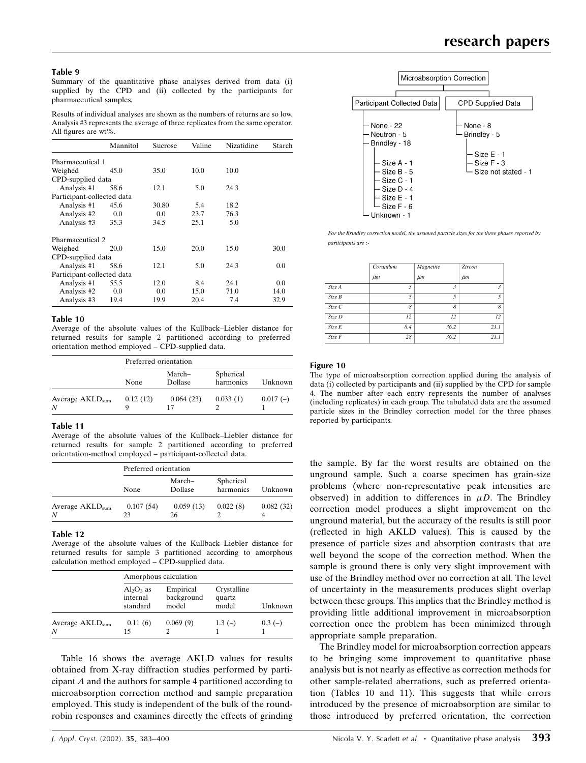**Table 9**
Summary of the quantitative phase analyses derived from data (i) supplied by the CPD and (ii) collected by the participants for pharmaceutical samples.

Results of individual analyses are shown as the numbers of returns are so low. Analysis #3 represents the average of three replicates from the same operator. All figures are wt%.

| | Mannitol | Sucrose | Valine | Nizatidine | Starch |
|---|---|---|---|---|---|
| Pharmaceutical 1 | | | | | |
| Weighed | 45.0 | 35.0 | 10.0 | 10.0 | |
| CPD-supplied data | | | | | |
| Analysis #1 | 58.6 | 12.1 | 5.0 | 24.3 | |
| Participant-collected data | | | | | |
| Analysis #1 | 45.6 | 30.80 | 5.4 | 18.2 | |
| Analysis #2 | 0.0 | 0.0 | 23.7 | 76.3 | |
| Analysis #3 | 35.3 | 34.5 | 25.1 | 5.0 | |
| Pharmaceutical 2 | | | | | |
| Weighed | 20.0 | 15.0 | 20.0 | 15.0 | 30.0 |
| CPD-supplied data | | | | | |
| Analysis #1 | 58.6 | 12.1 | 5.0 | 24.3 | 0.0 |
| Participant-collected data | | | | | |
| Analysis #1 | 55.5 | 12.0 | 8.4 | 24.1 | 0.0 |
| Analysis #2 | 0.0 | 0.0 | 15.0 | 71.0 | 14.0 |
| Analysis #3 | 19.4 | 19.9 | 20.4 | 7.4 | 32.9 |

**Table 10**
Average of the absolute values of the Kullback–Liebler distance for returned results for sample 2 partitioned according to preferred-orientation method employed – CPD-supplied data.

| | Preferred orientation | | | |
|---|---|---|---|---|
| | None | March–Dollase | Spherical harmonics | Unknown |
| Average $AKLD_{sum}$ | 0.12 (12) | 0.064 (23) | 0.033 (1) | 0.017 (–) |
| $N$ | 9 | 17 | 2 | 1 |

**Table 11**
Average of the absolute values of the Kullback–Liebler distance for returned results for sample 2 partitioned according to preferred orientation-method employed – participant-collected data.

| | Preferred orientation | | | |
|---|---|---|---|---|
| | None | March–Dollase | Spherical harmonics | Unknown |
| Average $AKLD_{sum}$ | 0.107 (54) | 0.059 (13) | 0.022 (8) | 0.082 (32) |
| $N$ | 23 | 26 | 2 | 4 |

**Table 12**
Average of the absolute values of the Kullback–Liebler distance for returned results for sample 3 partitioned according to amorphous calculation method employed – CPD-supplied data.

| | Amorphous calculation | | | |
|---|---|---|---|---|
| | $Al_2O_3$ as internal standard | Empirical background model | Crystalline quartz model | Unknown |
| Average $AKLD_{sum}$ | 0.11 (6) | 0.069 (9) | 1.3 (–) | 0.3 (–) |
| $N$ | 15 | 2 | 1 | 1 |

Table 16 shows the average AKLD values for results obtained from X-ray diffraction studies performed by participant *A* and the authors for sample 4 partitioned according to microabsorption correction method and sample preparation employed. This study is independent of the bulk of the round-robin responses and examines directly the effects of grinding the sample. By far the worst results are obtained on the unground sample. Such a coarse specimen has grain-size problems (where non-representative peak intensities are observed) in addition to differences in $\mu D$. The Brindley correction model produces a slight improvement on the unground material, but the accuracy of the results is still poor (reflected in high AKLD values). This is caused by the presence of particle sizes and absorption contrasts that are well beyond the scope of the correction method. When the sample is ground there is only very slight improvement with use of the Brindley method over no correction at all. The level of uncertainty in the measurements produces slight overlap between these groups. This implies that the Brindley method is providing little additional improvement in microabsorption correction once the problem has been minimized through appropriate sample preparation.

Microabsorption Correction

- Participant Collected Data
  - None - 22
  - Neutron - 5
  - Brindley - 18
    - Size A - 1
    - Size B - 5
    - Size C - 1
    - Size D - 4
    - Size E - 1
    - Size F - 6
  - Unknown - 1
- CPD Supplied Data
  - None - 8
  - Brindley - 5
    - Size E - 1
    - Size F - 3
    - Size not stated - 1

*For the Brindley correction model, the assumed particle sizes for the three phases reported by participants are :-*

| | Corundum µm | Magnetite µm | Zircon µm |
|---|---|---|---|
| Size A | 3 | 3 | 3 |
| Size B | 5 | 5 | 5 |
| Size C | 8 | 8 | 8 |
| Size D | 12 | 12 | 12 |
| Size E | 8.4 | 36.2 | 21.1 |
| Size F | 28 | 36.2 | 21.1 |

**Figure 10**
The type of microabsorption correction applied during the analysis of data (i) collected by participants and (ii) supplied by the CPD for sample 4. The number after each entry represents the number of analyses (including replicates) in each group. The tabulated data are the assumed particle sizes in the Brindley correction model for the three phases reported by participants.

The Brindley model for microabsorption correction appears to be bringing some improvement to quantitative phase analysis but is not nearly as effective as correction methods for other sample-related aberrations, such as preferred orientation (Tables 10 and 11). This suggests that while errors introduced by the presence of microabsorption are similar to those introduced by preferred orientation, the correction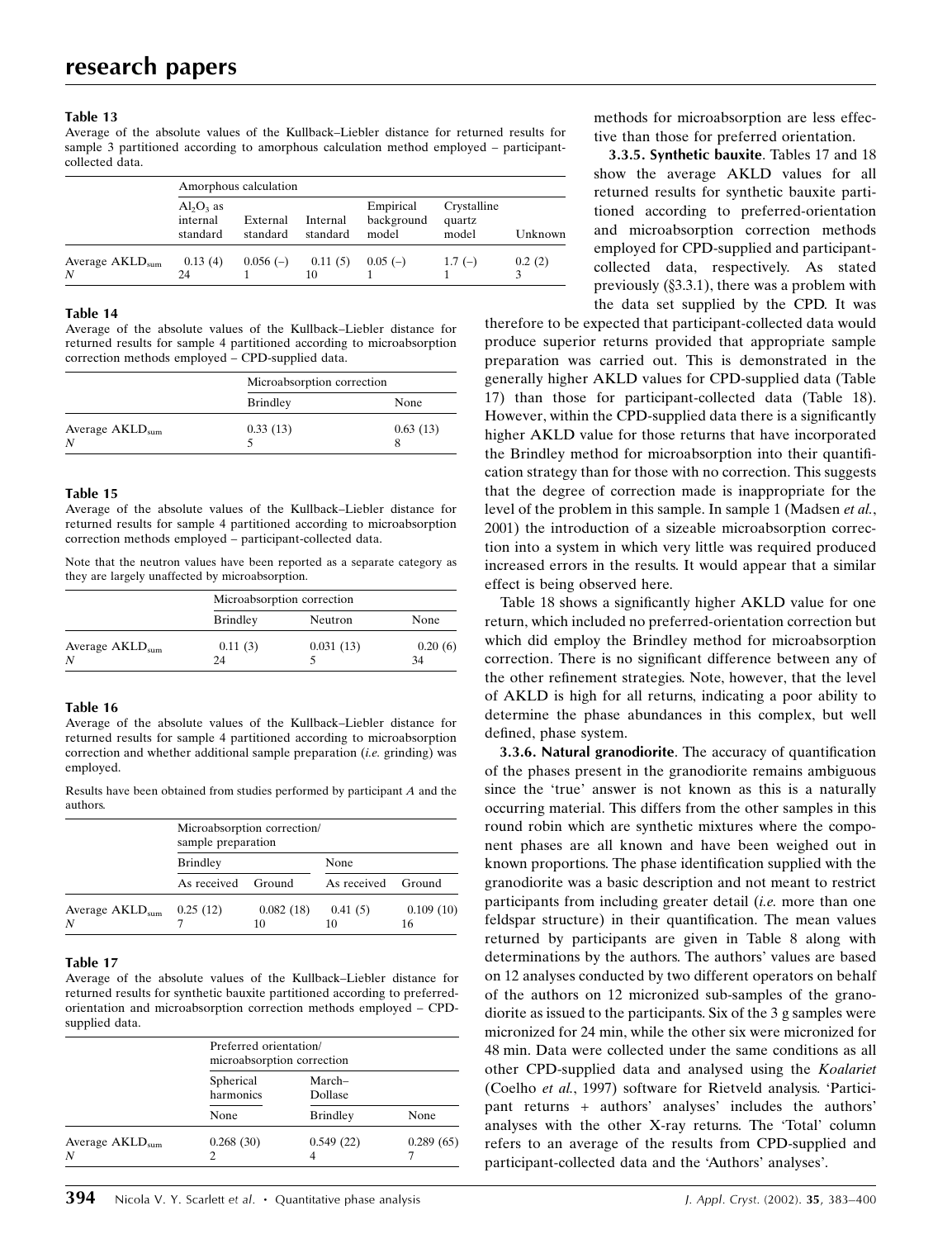**Table 13**
Average of the absolute values of the Kullback–Liebler distance for returned results for sample 3 partitioned according to amorphous calculation method employed – participant-collected data.

| | Amorphous calculation | | | | | |
|---|---|---|---|---|---|---|
| | $Al_2O_3$ as internal standard | External standard | Internal standard | Empirical background model | Crystalline quartz model | Unknown |
| Average $AKLD_{sum}$ | 0.13 (4) | 0.056 (–) | 0.11 (5) | 0.05 (–) | 1.7 (–) | 0.2 (2) |
| $N$ | 24 | 1 | 10 | 1 | 1 | 3 |

**Table 14**
Average of the absolute values of the Kullback–Liebler distance for returned results for sample 4 partitioned according to microabsorption correction methods employed – CPD-supplied data.

| | Microabsorption correction | |
|---|---|---|
| | Brindley | None |
| Average $AKLD_{sum}$ | 0.33 (13) | 0.63 (13) |
| $N$ | 5 | 8 |

**Table 15**
Average of the absolute values of the Kullback–Liebler distance for returned results for sample 4 partitioned according to microabsorption correction methods employed – participant-collected data.

Note that the neutron values have been reported as a separate category as they are largely unaffected by microabsorption.

| | Microabsorption correction | | |
|---|---|---|---|
| | Brindley | Neutron | None |
| Average $AKLD_{sum}$ | 0.11 (3) | 0.031 (13) | 0.20 (6) |
| $N$ | 24 | 5 | 34 |

**Table 16**
Average of the absolute values of the Kullback–Liebler distance for returned results for sample 4 partitioned according to microabsorption correction and whether additional sample preparation (*i.e.* grinding) was employed.

Results have been obtained from studies performed by participant *A* and the authors.

| | Microabsorption correction/ sample preparation | | | |
|---|---|---|---|---|
| | Brindley | | None | |
| | As received | Ground | As received | Ground |
| Average $AKLD_{sum}$ | 0.25 (12) | 0.082 (18) | 0.41 (5) | 0.109 (10) |
| $N$ | 7 | 10 | 10 | 16 |

**Table 17**
Average of the absolute values of the Kullback–Liebler distance for returned results for synthetic bauxite partitioned according to preferred-orientation and microabsorption correction methods employed – CPD-supplied data.

| | Preferred orientation/ microabsorption correction | | |
|---|---|---|---|
| | Spherical harmonics | March–Dollase | |
| | None | Brindley | None |
| Average $AKLD_{sum}$ | 0.268 (30) | 0.549 (22) | 0.289 (65) |
| $N$ | 2 | 4 | 7 |

methods for microabsorption are less effective than those for preferred orientation.

**3.3.5. Synthetic bauxite**. Tables 17 and 18 show the average AKLD values for all returned results for synthetic bauxite partitioned according to preferred-orientation and microabsorption correction methods employed for CPD-supplied and participant-collected data, respectively. As stated previously (§3.3.1), there was a problem with the data set supplied by the CPD. It was therefore to be expected that participant-collected data would produce superior returns provided that appropriate sample preparation was carried out. This is demonstrated in the generally higher AKLD values for CPD-supplied data (Table 17) than those for participant-collected data (Table 18). However, within the CPD-supplied data there is a significantly higher AKLD value for those returns that have incorporated the Brindley method for microabsorption into their quantification strategy than for those with no correction. This suggests that the degree of correction made is inappropriate for the level of the problem in this sample. In sample 1 (Madsen *et al.*, 2001) the introduction of a sizeable microabsorption correction into a system in which very little was required produced increased errors in the results. It would appear that a similar effect is being observed here.

Table 18 shows a significantly higher AKLD value for one return, which included no preferred-orientation correction but which did employ the Brindley method for microabsorption correction. There is no significant difference between any of the other refinement strategies. Note, however, that the level of AKLD is high for all returns, indicating a poor ability to determine the phase abundances in this complex, but well defined, phase system.

**3.3.6. Natural granodiorite**. The accuracy of quantification of the phases present in the granodiorite remains ambiguous since the 'true' answer is not known as this is a naturally occurring material. This differs from the other samples in this round robin which are synthetic mixtures where the component phases are all known and have been weighed out in known proportions. The phase identification supplied with the granodiorite was a basic description and not meant to restrict participants from including greater detail (*i.e.* more than one feldspar structure) in their quantification. The mean values returned by participants are given in Table 8 along with determinations by the authors. The authors' values are based on 12 analyses conducted by two different operators on behalf of the authors on 12 micronized sub-samples of the granodiorite as issued to the participants. Six of the 3 g samples were micronized for 24 min, while the other six were micronized for 48 min. Data were collected under the same conditions as all other CPD-supplied data and analysed using the *Koalariet* (Coelho *et al.*, 1997) software for Rietveld analysis. 'Participant returns + authors' analyses' includes the authors' analyses with the other X-ray returns. The 'Total' column refers to an average of the results from CPD-supplied and participant-collected data and the 'Authors' analyses'.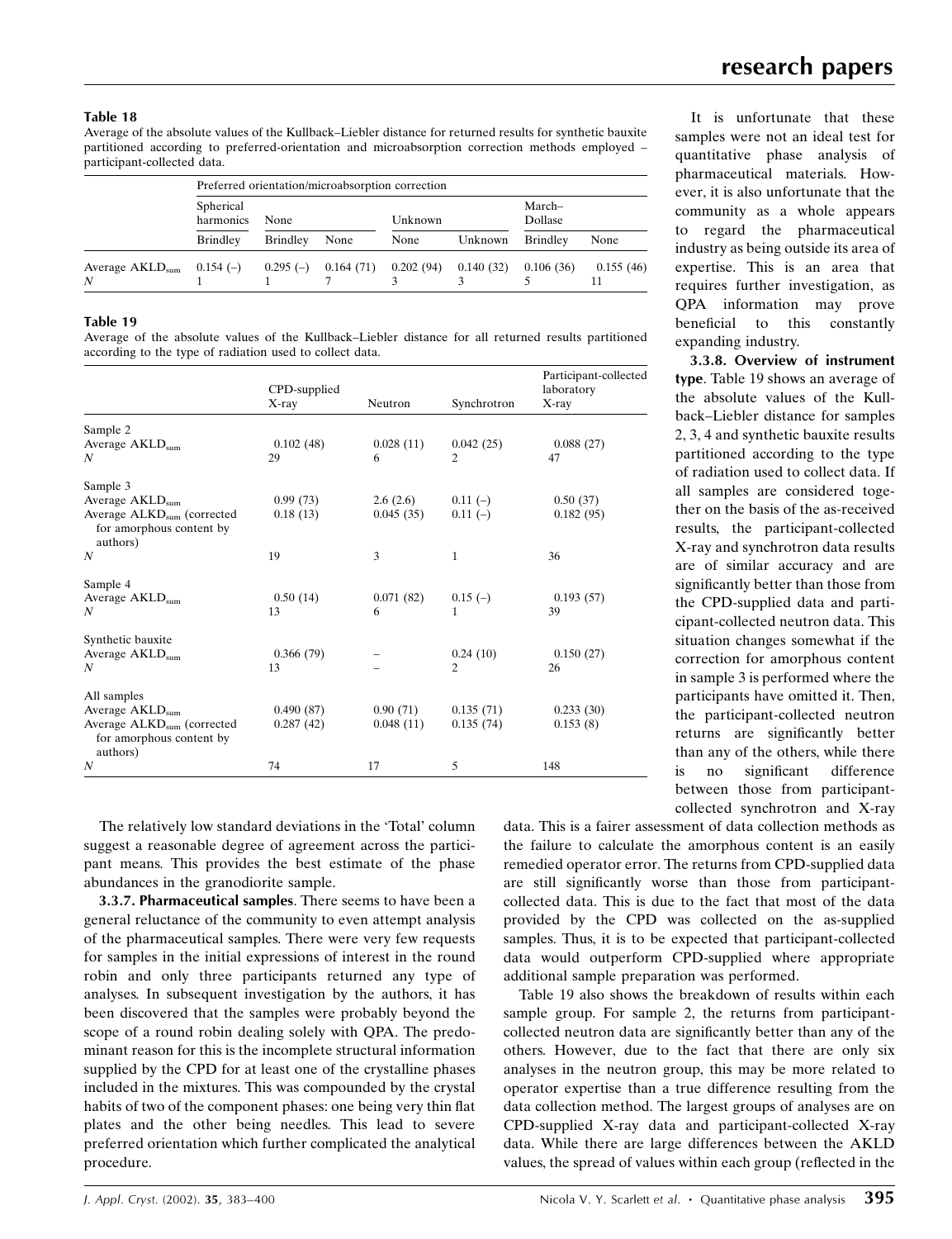**Table 18**
Average of the absolute values of the Kullback–Liebler distance for returned results for synthetic bauxite partitioned according to preferred-orientation and microabsorption correction methods employed – participant-collected data.

| | Preferred orientation/microabsorption correction | | | | | | |
|---|---|---|---|---|---|---|---|
| | Spherical harmonics | None | | Unknown | | March–Dollase | |
| | Brindley | Brindley | None | None | Unknown | Brindley | None |
| Average $AKLD_{sum}$ | 0.154 (–) | 0.295 (–) | 0.164 (71) | 0.202 (94) | 0.140 (32) | 0.106 (36) | 0.155 (46) |
| $N$ | 1 | 1 | 7 | 3 | 3 | 5 | 11 |

**Table 19**
Average of the absolute values of the Kullback–Liebler distance for all returned results partitioned according to the type of radiation used to collect data.

| | CPD-supplied X-ray | Neutron | Synchrotron | Participant-collected laboratory X-ray |
|---|---|---|---|---|
| Sample 2 | | | | |
| Average $AKLD_{sum}$ | 0.102 (48) | 0.028 (11) | 0.042 (25) | 0.088 (27) |
| $N$ | 29 | 6 | 2 | 47 |
| Sample 3 | | | | |
| Average $AKLD_{sum}$ | 0.99 (73) | 2.6 (2.6) | 0.11 (–) | 0.50 (37) |
| Average $ALKD_{sum}$ (corrected for amorphous content by authors) | 0.18 (13) | 0.045 (35) | 0.11 (–) | 0.182 (95) |
| $N$ | 19 | 3 | 1 | 36 |
| Sample 4 | | | | |
| Average $AKLD_{sum}$ | 0.50 (14) | 0.071 (82) | 0.15 (–) | 0.193 (57) |
| $N$ | 13 | 6 | 1 | 39 |
| Synthetic bauxite | | | | |
| Average $AKLD_{sum}$ | 0.366 (79) | – | 0.24 (10) | 0.150 (27) |
| $N$ | 13 | – | 2 | 26 |
| All samples | | | | |
| Average $AKLD_{sum}$ | 0.490 (87) | 0.90 (71) | 0.135 (71) | 0.233 (30) |
| Average $ALKD_{sum}$ (corrected for amorphous content by authors) | 0.287 (42) | 0.048 (11) | 0.135 (74) | 0.153 (8) |
| $N$ | 74 | 17 | 5 | 148 |

The relatively low standard deviations in the 'Total' column suggest a reasonable degree of agreement across the participant means. This provides the best estimate of the phase abundances in the granodiorite sample.

**3.3.7. Pharmaceutical samples**. There seems to have been a general reluctance of the community to even attempt analysis of the pharmaceutical samples. There were very few requests for samples in the initial expressions of interest in the round robin and only three participants returned any type of analyses. In subsequent investigation by the authors, it has been discovered that the samples were probably beyond the scope of a round robin dealing solely with QPA. The predominant reason for this is the incomplete structural information supplied by the CPD for at least one of the crystalline phases included in the mixtures. This was compounded by the crystal habits of two of the component phases: one being very thin flat plates and the other being needles. This lead to severe preferred orientation which further complicated the analytical procedure.

It is unfortunate that these samples were not an ideal test for quantitative phase analysis of pharmaceutical materials. However, it is also unfortunate that the community as a whole appears to regard the pharmaceutical industry as being outside its area of expertise. This is an area that requires further investigation, as QPA information may prove beneficial to this constantly expanding industry.

**3.3.8. Overview of instrument type**. Table 19 shows an average of the absolute values of the Kullback–Liebler distance for samples 2, 3, 4 and synthetic bauxite results partitioned according to the type of radiation used to collect data. If all samples are considered together on the basis of the as-received results, the participant-collected X-ray and synchrotron data results are of similar accuracy and are significantly better than those from the CPD-supplied data and participant-collected neutron data. This situation changes somewhat if the correction for amorphous content in sample 3 is performed where the participants have omitted it. Then, the participant-collected neutron returns are significantly better than any of the others, while there is no significant difference between those from participant-collected synchrotron and X-ray data. This is a fairer assessment of data collection methods as the failure to calculate the amorphous content is an easily remedied operator error. The returns from CPD-supplied data are still significantly worse than those from participant-collected data. This is due to the fact that most of the data provided by the CPD was collected on the as-supplied samples. Thus, it is to be expected that participant-collected data would outperform CPD-supplied where appropriate additional sample preparation was performed.

Table 19 also shows the breakdown of results within each sample group. For sample 2, the returns from participant-collected neutron data are significantly better than any of the others. However, due to the fact that there are only six analyses in the neutron group, this may be more related to operator expertise than a true difference resulting from the data collection method. The largest groups of analyses are on CPD-supplied X-ray data and participant-collected X-ray data. While there are large differences between the AKLD values, the spread of values within each group (reflected in the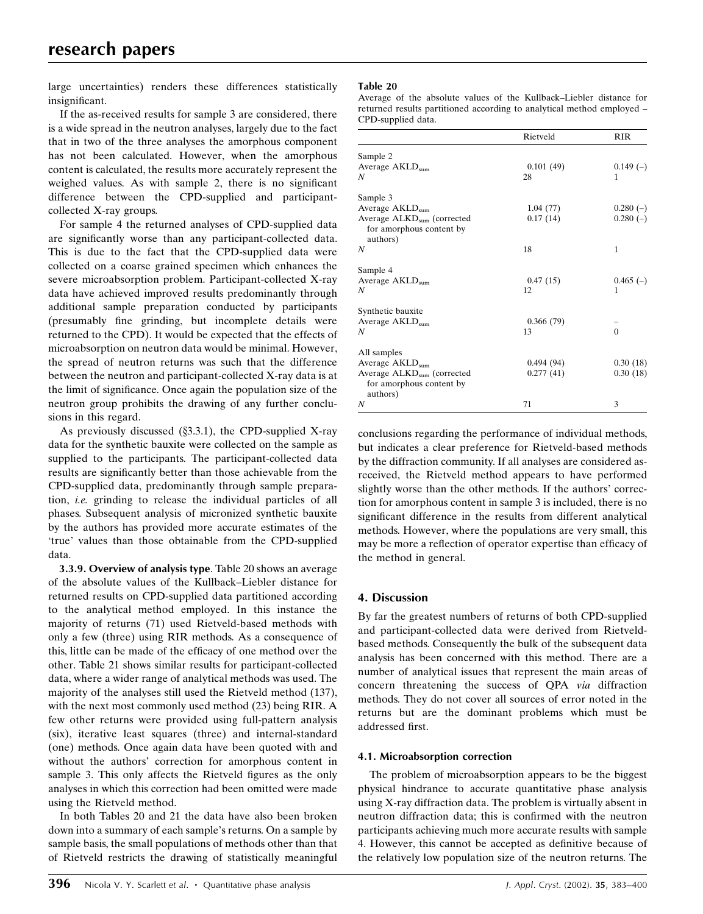large uncertainties) renders these differences statistically insignificant.

If the as-received results for sample 3 are considered, there is a wide spread in the neutron analyses, largely due to the fact that in two of the three analyses the amorphous component has not been calculated. However, when the amorphous content is calculated, the results more accurately represent the weighed values. As with sample 2, there is no significant difference between the CPD-supplied and participant-collected X-ray groups.

For sample 4 the returned analyses of CPD-supplied data are significantly worse than any participant-collected data. This is due to the fact that the CPD-supplied data were collected on a coarse grained specimen which enhances the severe microabsorption problem. Participant-collected X-ray data have achieved improved results predominantly through additional sample preparation conducted by participants (presumably fine grinding, but incomplete details were returned to the CPD). It would be expected that the effects of microabsorption on neutron data would be minimal. However, the spread of neutron returns was such that the difference between the neutron and participant-collected X-ray data is at the limit of significance. Once again the population size of the neutron group prohibits the drawing of any further conclusions in this regard.

As previously discussed (§3.3.1), the CPD-supplied X-ray data for the synthetic bauxite were collected on the sample as supplied to the participants. The participant-collected data results are significantly better than those achievable from the CPD-supplied data, predominantly through sample preparation, *i.e.* grinding to release the individual particles of all phases. Subsequent analysis of micronized synthetic bauxite by the authors has provided more accurate estimates of the 'true' values than those obtainable from the CPD-supplied data.

**3.3.9. Overview of analysis type**. Table 20 shows an average of the absolute values of the Kullback–Liebler distance for returned results on CPD-supplied data partitioned according to the analytical method employed. In this instance the majority of returns (71) used Rietveld-based methods with only a few (three) using RIR methods. As a consequence of this, little can be made of the efficacy of one method over the other. Table 21 shows similar results for participant-collected data, where a wider range of analytical methods was used. The majority of the analyses still used the Rietveld method (137), with the next most commonly used method (23) being RIR. A few other returns were provided using full-pattern analysis (six), iterative least squares (three) and internal-standard (one) methods. Once again data have been quoted with and without the authors' correction for amorphous content in sample 3. This only affects the Rietveld figures as the only analyses in which this correction had been omitted were made using the Rietveld method.

In both Tables 20 and 21 the data have also been broken down into a summary of each sample's returns. On a sample by sample basis, the small populations of methods other than that of Rietveld restricts the drawing of statistically meaningful conclusions regarding the performance of individual methods, but indicates a clear preference for Rietveld-based methods by the diffraction community. If all analyses are considered as-received, the Rietveld method appears to have performed slightly worse than the other methods. If the authors' correction for amorphous content in sample 3 is included, there is no significant difference in the results from different analytical methods. However, where the populations are very small, this may be more a reflection of operator expertise than efficacy of the method in general.

**Table 20**
Average of the absolute values of the Kullback–Liebler distance for returned results partitioned according to analytical method employed – CPD-supplied data.

| | Rietveld | RIR |
|---|---|---|
| Sample 2 | | |
| Average $AKLD_{sum}$ | 0.101 (49) | 0.149 (–) |
| *N* | 28 | 1 |
| Sample 3 | | |
| Average $AKLD_{sum}$ | 1.04 (77) | 0.280 (–) |
| Average $ALKD_{sum}$ (corrected for amorphous content by authors) | 0.17 (14) | 0.280 (–) |
| *N* | 18 | 1 |
| Sample 4 | | |
| Average $AKLD_{sum}$ | 0.47 (15) | 0.465 (–) |
| *N* | 12 | 1 |
| Synthetic bauxite | | |
| Average $AKLD_{sum}$ | 0.366 (79) | – |
| *N* | 13 | 0 |
| All samples | | |
| Average $AKLD_{sum}$ | 0.494 (94) | 0.30 (18) |
| Average $ALKD_{sum}$ (corrected for amorphous content by authors) | 0.277 (41) | 0.30 (18) |
| *N* | 71 | 3 |

## 4. Discussion

By far the greatest numbers of returns of both CPD-supplied and participant-collected data were derived from Rietveld-based methods. Consequently the bulk of the subsequent data analysis has been concerned with this method. There are a number of analytical issues that represent the main areas of concern threatening the success of QPA *via* diffraction methods. They do not cover all sources of error noted in the returns but are the dominant problems which must be addressed first.

### 4.1. Microabsorption correction

The problem of microabsorption appears to be the biggest physical hindrance to accurate quantitative phase analysis using X-ray diffraction data. The problem is virtually absent in neutron diffraction data; this is confirmed with the neutron participants achieving much more accurate results with sample 4. However, this cannot be accepted as definitive because of the relatively low population size of the neutron returns. The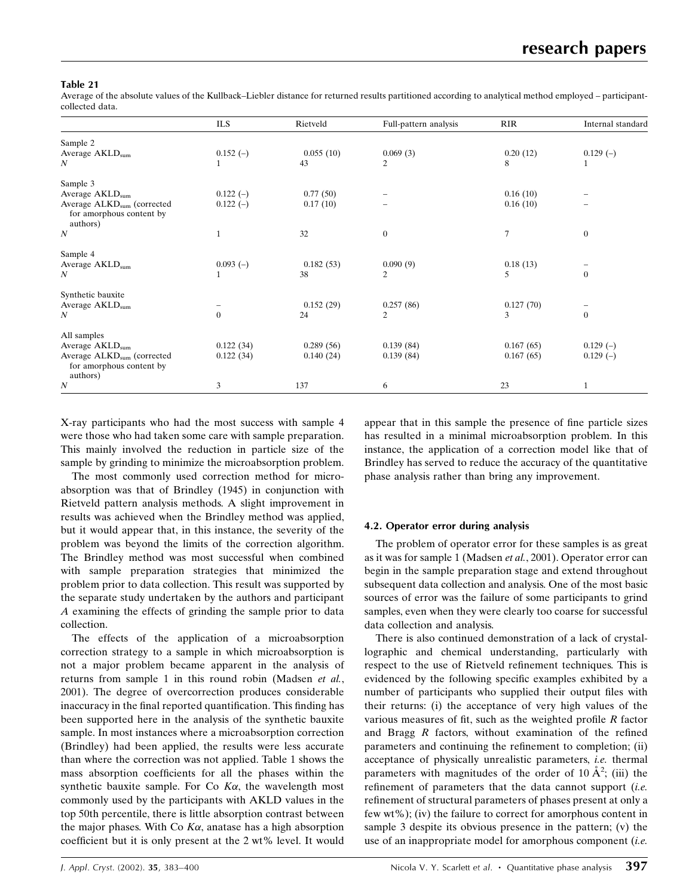**Table 21**

Average of the absolute values of the Kullback–Liebler distance for returned results partitioned according to analytical method employed – participant-collected data.

| | ILS | Rietveld | Full-pattern analysis | RIR | Internal standard |
|---|---|---|---|---|---|
| Sample 2 | | | | | |
| Average $AKLD_{sum}$ | 0.152 (–) | 0.055 (10) | 0.069 (3) | 0.20 (12) | 0.129 (–) |
| $N$ | 1 | 43 | 2 | 8 | 1 |
| Sample 3 | | | | | |
| Average $AKLD_{sum}$ | 0.122 (–) | 0.77 (50) | – | 0.16 (10) | – |
| Average $ALKD_{sum}$ (corrected for amorphous content by authors) | 0.122 (–) | 0.17 (10) | – | 0.16 (10) | – |
| $N$ | 1 | 32 | 0 | 7 | 0 |
| Sample 4 | | | | | |
| Average $AKLD_{sum}$ | 0.093 (–) | 0.182 (53) | 0.090 (9) | 0.18 (13) | – |
| $N$ | 1 | 38 | 2 | 5 | 0 |
| Synthetic bauxite | | | | | |
| Average $AKLD_{sum}$ | – | 0.152 (29) | 0.257 (86) | 0.127 (70) | – |
| $N$ | 0 | 24 | 2 | 3 | 0 |
| All samples | | | | | |
| Average $AKLD_{sum}$ | 0.122 (34) | 0.289 (56) | 0.139 (84) | 0.167 (65) | 0.129 (–) |
| Average $ALKD_{sum}$ (corrected for amorphous content by authors) | 0.122 (34) | 0.140 (24) | 0.139 (84) | 0.167 (65) | 0.129 (–) |
| $N$ | 3 | 137 | 6 | 23 | 1 |

X-ray participants who had the most success with sample 4 were those who had taken some care with sample preparation. This mainly involved the reduction in particle size of the sample by grinding to minimize the microabsorption problem.

The most commonly used correction method for microabsorption was that of Brindley (1945) in conjunction with Rietveld pattern analysis methods. A slight improvement in results was achieved when the Brindley method was applied, but it would appear that, in this instance, the severity of the problem was beyond the limits of the correction algorithm. The Brindley method was most successful when combined with sample preparation strategies that minimized the problem prior to data collection. This result was supported by the separate study undertaken by the authors and participant *A* examining the effects of grinding the sample prior to data collection.

The effects of the application of a microabsorption correction strategy to a sample in which microabsorption is not a major problem became apparent in the analysis of returns from sample 1 in this round robin (Madsen *et al.*, 2001). The degree of overcorrection produces considerable inaccuracy in the final reported quantification. This finding has been supported here in the analysis of the synthetic bauxite sample. In most instances where a microabsorption correction (Brindley) had been applied, the results were less accurate than where the correction was not applied. Table 1 shows the mass absorption coefficients for all the phases within the synthetic bauxite sample. For Co $K\alpha$, the wavelength most commonly used by the participants with AKLD values in the top 50th percentile, there is little absorption contrast between the major phases. With Co $K\alpha$, anatase has a high absorption coefficient but it is only present at the 2 wt% level. It would appear that in this sample the presence of fine particle sizes has resulted in a minimal microabsorption problem. In this instance, the application of a correction model like that of Brindley has served to reduce the accuracy of the quantitative phase analysis rather than bring any improvement.

### 4.2. Operator error during analysis

The problem of operator error for these samples is as great as it was for sample 1 (Madsen *et al.*, 2001). Operator error can begin in the sample preparation stage and extend throughout subsequent data collection and analysis. One of the most basic sources of error was the failure of some participants to grind samples, even when they were clearly too coarse for successful data collection and analysis.

There is also continued demonstration of a lack of crystallographic and chemical understanding, particularly with respect to the use of Rietveld refinement techniques. This is evidenced by the following specific examples exhibited by a number of participants who supplied their output files with their returns: (i) the acceptance of very high values of the various measures of fit, such as the weighted profile *R* factor and Bragg *R* factors, without examination of the refined parameters and continuing the refinement to completion; (ii) acceptance of physically unrealistic parameters, *i.e.* thermal parameters with magnitudes of the order of 10 $\text{Å}^2$; (iii) the refinement of parameters that the data cannot support (*i.e.* refinement of structural parameters of phases present at only a few wt%); (iv) the failure to correct for amorphous content in sample 3 despite its obvious presence in the pattern; (v) the use of an inappropriate model for amorphous component (*i.e.*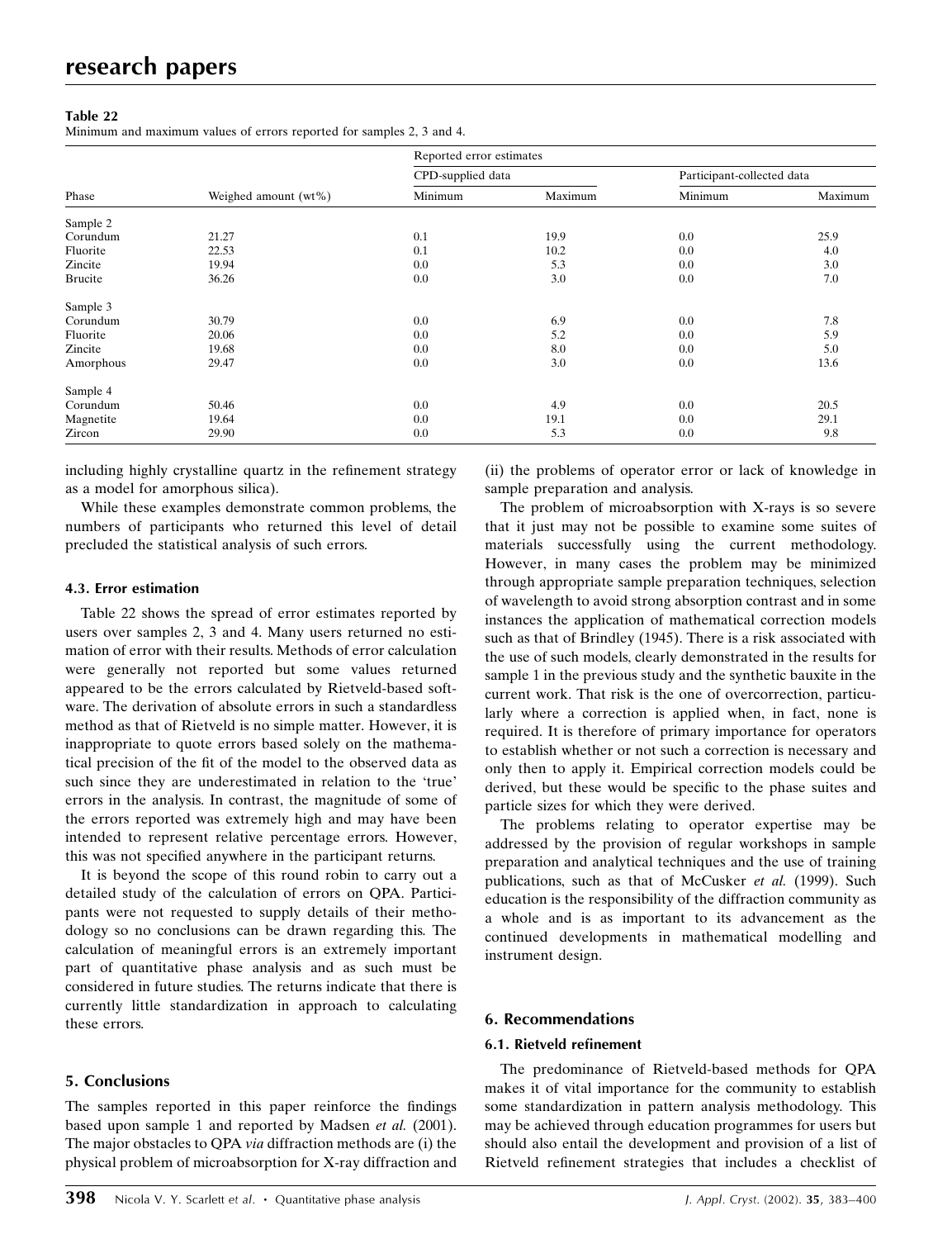**Table 22**
Minimum and maximum values of errors reported for samples 2, 3 and 4.

| | | Reported error estimates | | | |
|---|---|---|---|---|---|
| | | CPD-supplied data | | Participant-collected data | |
| Phase | Weighed amount (wt%) | Minimum | Maximum | Minimum | Maximum |
| Sample 2 | | | | | |
| Corundum | 21.27 | 0.1 | 19.9 | 0.0 | 25.9 |
| Fluorite | 22.53 | 0.1 | 10.2 | 0.0 | 4.0 |
| Zincite | 19.94 | 0.0 | 5.3 | 0.0 | 3.0 |
| Brucite | 36.26 | 0.0 | 3.0 | 0.0 | 7.0 |
| Sample 3 | | | | | |
| Corundum | 30.79 | 0.0 | 6.9 | 0.0 | 7.8 |
| Fluorite | 20.06 | 0.0 | 5.2 | 0.0 | 5.9 |
| Zincite | 19.68 | 0.0 | 8.0 | 0.0 | 5.0 |
| Amorphous | 29.47 | 0.0 | 3.0 | 0.0 | 13.6 |
| Sample 4 | | | | | |
| Corundum | 50.46 | 0.0 | 4.9 | 0.0 | 20.5 |
| Magnetite | 19.64 | 0.0 | 19.1 | 0.0 | 29.1 |
| Zircon | 29.90 | 0.0 | 5.3 | 0.0 | 9.8 |

including highly crystalline quartz in the refinement strategy as a model for amorphous silica).

While these examples demonstrate common problems, the numbers of participants who returned this level of detail precluded the statistical analysis of such errors.

### 4.3. Error estimation

Table 22 shows the spread of error estimates reported by users over samples 2, 3 and 4. Many users returned no estimation of error with their results. Methods of error calculation were generally not reported but some values returned appeared to be the errors calculated by Rietveld-based software. The derivation of absolute errors in such a standardless method as that of Rietveld is no simple matter. However, it is inappropriate to quote errors based solely on the mathematical precision of the fit of the model to the observed data as such since they are underestimated in relation to the 'true' errors in the analysis. In contrast, the magnitude of some of the errors reported was extremely high and may have been intended to represent relative percentage errors. However, this was not specified anywhere in the participant returns.

It is beyond the scope of this round robin to carry out a detailed study of the calculation of errors on QPA. Participants were not requested to supply details of their methodology so no conclusions can be drawn regarding this. The calculation of meaningful errors is an extremely important part of quantitative phase analysis and as such must be considered in future studies. The returns indicate that there is currently little standardization in approach to calculating these errors.

## 5. Conclusions

The samples reported in this paper reinforce the findings based upon sample 1 and reported by Madsen *et al.* (2001). The major obstacles to QPA *via* diffraction methods are (i) the physical problem of microabsorption for X-ray diffraction and (ii) the problems of operator error or lack of knowledge in sample preparation and analysis.

The problem of microabsorption with X-rays is so severe that it just may not be possible to examine some suites of materials successfully using the current methodology. However, in many cases the problem may be minimized through appropriate sample preparation techniques, selection of wavelength to avoid strong absorption contrast and in some instances the application of mathematical correction models such as that of Brindley (1945). There is a risk associated with the use of such models, clearly demonstrated in the results for sample 1 in the previous study and the synthetic bauxite in the current work. That risk is the one of overcorrection, particularly where a correction is applied when, in fact, none is required. It is therefore of primary importance for operators to establish whether or not such a correction is necessary and only then to apply it. Empirical correction models could be derived, but these would be specific to the phase suites and particle sizes for which they were derived.

The problems relating to operator expertise may be addressed by the provision of regular workshops in sample preparation and analytical techniques and the use of training publications, such as that of McCusker *et al.* (1999). Such education is the responsibility of the diffraction community as a whole and is as important to its advancement as the continued developments in mathematical modelling and instrument design.

## 6. Recommendations

### 6.1. Rietveld refinement

The predominance of Rietveld-based methods for QPA makes it of vital importance for the community to establish some standardization in pattern analysis methodology. This may be achieved through education programmes for users but should also entail the development and provision of a list of Rietveld refinement strategies that includes a checklist of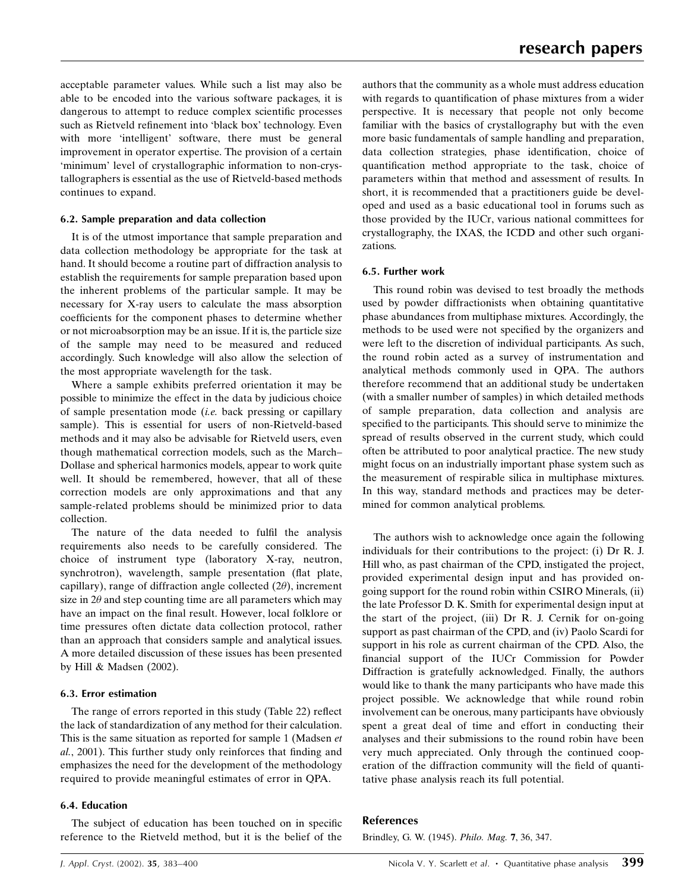acceptable parameter values. While such a list may also be able to be encoded into the various software packages, it is dangerous to attempt to reduce complex scientific processes such as Rietveld refinement into 'black box' technology. Even with more 'intelligent' software, there must be general improvement in operator expertise. The provision of a certain 'minimum' level of crystallographic information to non-crystallographers is essential as the use of Rietveld-based methods continues to expand.

### 6.2. Sample preparation and data collection

It is of the utmost importance that sample preparation and data collection methodology be appropriate for the task at hand. It should become a routine part of diffraction analysis to establish the requirements for sample preparation based upon the inherent problems of the particular sample. It may be necessary for X-ray users to calculate the mass absorption coefficients for the component phases to determine whether or not microabsorption may be an issue. If it is, the particle size of the sample may need to be measured and reduced accordingly. Such knowledge will also allow the selection of the most appropriate wavelength for the task.

Where a sample exhibits preferred orientation it may be possible to minimize the effect in the data by judicious choice of sample presentation mode (*i.e.* back pressing or capillary sample). This is essential for users of non-Rietveld-based methods and it may also be advisable for Rietveld users, even though mathematical correction models, such as the March–Dollase and spherical harmonics models, appear to work quite well. It should be remembered, however, that all of these correction models are only approximations and that any sample-related problems should be minimized prior to data collection.

The nature of the data needed to fulfil the analysis requirements also needs to be carefully considered. The choice of instrument type (laboratory X-ray, neutron, synchrotron), wavelength, sample presentation (flat plate, capillary), range of diffraction angle collected ($2\theta$), increment size in $2\theta$ and step counting time are all parameters which may have an impact on the final result. However, local folklore or time pressures often dictate data collection protocol, rather than an approach that considers sample and analytical issues. A more detailed discussion of these issues has been presented by Hill & Madsen (2002).

### 6.3. Error estimation

The range of errors reported in this study (Table 22) reflect the lack of standardization of any method for their calculation. This is the same situation as reported for sample 1 (Madsen *et al.*, 2001). This further study only reinforces that finding and emphasizes the need for the development of the methodology required to provide meaningful estimates of error in QPA.

### 6.4. Education

The subject of education has been touched on in specific reference to the Rietveld method, but it is the belief of the authors that the community as a whole must address education with regards to quantification of phase mixtures from a wider perspective. It is necessary that people not only become familiar with the basics of crystallography but with the even more basic fundamentals of sample handling and preparation, data collection strategies, phase identification, choice of quantification method appropriate to the task, choice of parameters within that method and assessment of results. In short, it is recommended that a practitioners guide be developed and used as a basic educational tool in forums such as those provided by the IUCr, various national committees for crystallography, the IXAS, the ICDD and other such organizations.

### 6.5. Further work

This round robin was devised to test broadly the methods used by powder diffractionists when obtaining quantitative phase abundances from multiphase mixtures. Accordingly, the methods to be used were not specified by the organizers and were left to the discretion of individual participants. As such, the round robin acted as a survey of instrumentation and analytical methods commonly used in QPA. The authors therefore recommend that an additional study be undertaken (with a smaller number of samples) in which detailed methods of sample preparation, data collection and analysis are specified to the participants. This should serve to minimize the spread of results observed in the current study, which could often be attributed to poor analytical practice. The new study might focus on an industrially important phase system such as the measurement of respirable silica in multiphase mixtures. In this way, standard methods and practices may be determined for common analytical problems.

The authors wish to acknowledge once again the following individuals for their contributions to the project: (i) Dr R. J. Hill who, as past chairman of the CPD, instigated the project, provided experimental design input and has provided ongoing support for the round robin within CSIRO Minerals, (ii) the late Professor D. K. Smith for experimental design input at the start of the project, (iii) Dr R. J. Cernik for on-going support as past chairman of the CPD, and (iv) Paolo Scardi for support in his role as current chairman of the CPD. Also, the financial support of the IUCr Commission for Powder Diffraction is gratefully acknowledged. Finally, the authors would like to thank the many participants who have made this project possible. We acknowledge that while round robin involvement can be onerous, many participants have obviously spent a great deal of time and effort in conducting their analyses and their submissions to the round robin have been very much appreciated. Only through the continued cooperation of the diffraction community will the field of quantitative phase analysis reach its full potential.

## References

Brindley, G. W. (1945). *Philo. Mag.* **7**, 36, 347.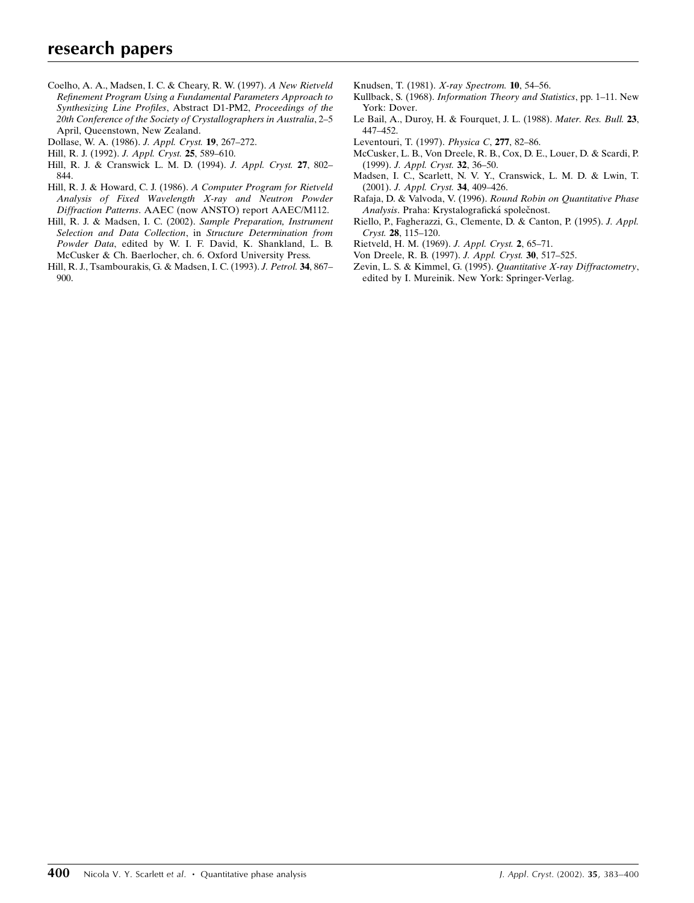Coelho, A. A., Madsen, I. C. & Cheary, R. W. (1997). *A New Rietveld Refinement Program Using a Fundamental Parameters Approach to Synthesizing Line Profiles*, Abstract D1-PM2, *Proceedings of the 20th Conference of the Society of Crystallographers in Australia*, 2–5 April, Queenstown, New Zealand.

Dollase, W. A. (1986). *J. Appl. Cryst.* **19**, 267–272.

Hill, R. J. (1992). *J. Appl. Cryst.* **25**, 589–610.

Hill, R. J. & Cranswick L. M. D. (1994). *J. Appl. Cryst.* **27**, 802–844.

Hill, R. J. & Howard, C. J. (1986). *A Computer Program for Rietveld Analysis of Fixed Wavelength X-ray and Neutron Powder Diffraction Patterns*. AAEC (now ANSTO) report AAEC/M112.

Hill, R. J. & Madsen, I. C. (2002). *Sample Preparation, Instrument Selection and Data Collection*, in *Structure Determination from Powder Data*, edited by W. I. F. David, K. Shankland, L. B. McCusker & Ch. Baerlocher, ch. 6. Oxford University Press.

Hill, R. J., Tsambourakis, G. & Madsen, I. C. (1993). *J. Petrol.* **34**, 867–900.

Knudsen, T. (1981). *X-ray Spectrom.* **10**, 54–56.

Kullback, S. (1968). *Information Theory and Statistics*, pp. 1–11. New York: Dover.

Le Bail, A., Duroy, H. & Fourquet, J. L. (1988). *Mater. Res. Bull.* **23**, 447–452.

Leventouri, T. (1997). *Physica C*, **277**, 82–86.

McCusker, L. B., Von Dreele, R. B., Cox, D. E., Louer, D. & Scardi, P. (1999). *J. Appl. Cryst.* **32**, 36–50.

Madsen, I. C., Scarlett, N. V. Y., Cranswick, L. M. D. & Lwin, T. (2001). *J. Appl. Cryst.* **34**, 409–426.

Rafaja, D. & Valvoda, V. (1996). *Round Robin on Quantitative Phase Analysis*. Praha: Krystalografická společnost.

Riello, P., Fagherazzi, G., Clemente, D. & Canton, P. (1995). *J. Appl. Cryst.* **28**, 115–120.

Rietveld, H. M. (1969). *J. Appl. Cryst.* **2**, 65–71.

Von Dreele, R. B. (1997). *J. Appl. Cryst.* **30**, 517–525.

Zevin, L. S. & Kimmel, G. (1995). *Quantitative X-ray Diffractometry*, edited by I. Mureinik. New York: Springer-Verlag.